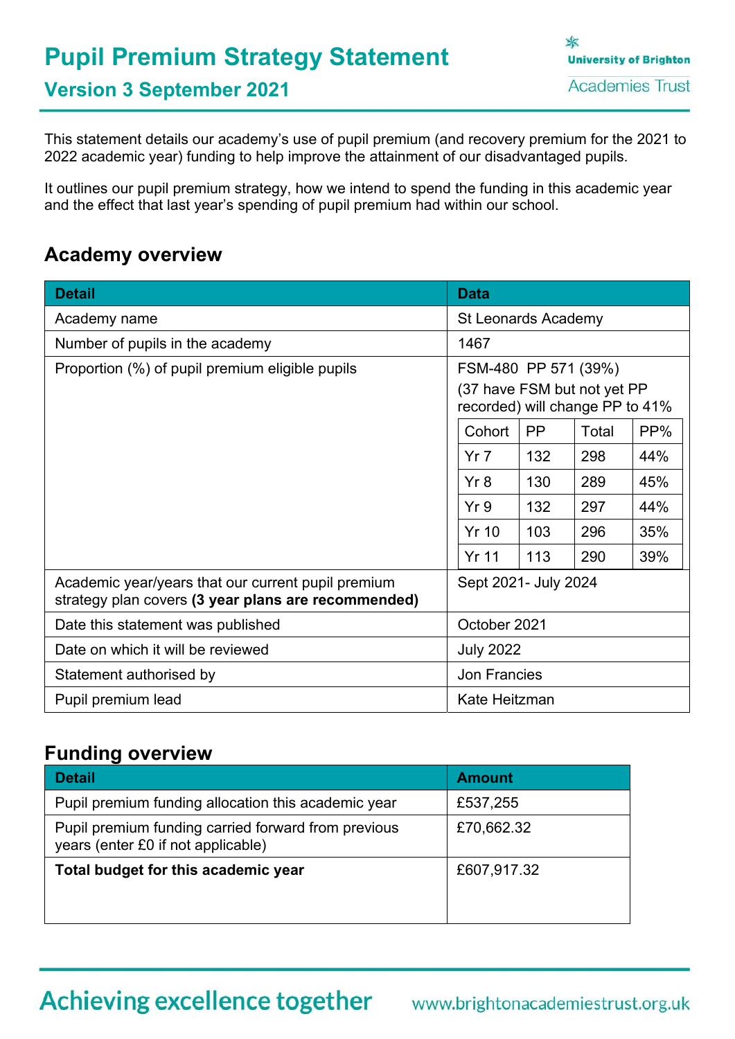# Pupil Premium Strategy Statement

## Version 3 September 2021

This statement details our academy's use of pupil premium (and recovery premium for the 2021 to 2022 academic year) funding to help improve the attainment of our disadvantaged pupils.

It outlines our pupil premium strategy, how we intend to spend the funding in this academic year and the effect that last year's spending of pupil premium had within our school.

## Academy overview

| Detail | Data |
|---|---|
| Academy name | St Leonards Academy |
| Number of pupils in the academy | 1467 |
| Proportion (%) of pupil premium eligible pupils | FSM-480 PP 571 (39%)<br>(37 have FSM but not yet PP recorded) will change PP to 41% |
| Academic year/years that our current pupil premium strategy plan covers **(3 year plans are recommended)** | Sept 2021- July 2024 |
| Date this statement was published | October 2021 |
| Date on which it will be reviewed | July 2022 |
| Statement authorised by | Jon Francies |
| Pupil premium lead | Kate Heitzman |

| Cohort | PP | Total | PP% |
|---|---|---|---|
| Yr 7 | 132 | 298 | 44% |
| Yr 8 | 130 | 289 | 45% |
| Yr 9 | 132 | 297 | 44% |
| Yr 10 | 103 | 296 | 35% |
| Yr 11 | 113 | 290 | 39% |

## Funding overview

| Detail | Amount |
|---|---|
| Pupil premium funding allocation this academic year | £537,255 |
| Pupil premium funding carried forward from previous years (enter £0 if not applicable) | £70,662.32 |
| **Total budget for this academic year** | £607,917.32 |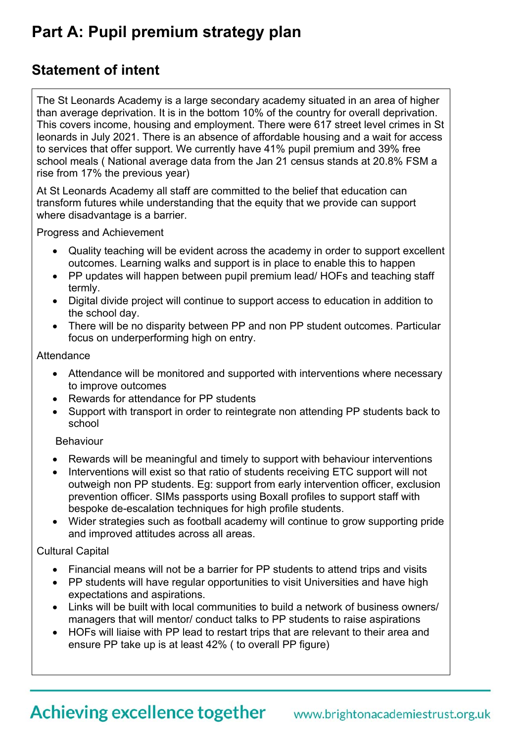# Part A: Pupil premium strategy plan

## Statement of intent

The St Leonards Academy is a large secondary academy situated in an area of higher than average deprivation. It is in the bottom 10% of the country for overall deprivation. This covers income, housing and employment. There were 617 street level crimes in St leonards in July 2021. There is an absence of affordable housing and a wait for access to services that offer support. We currently have 41% pupil premium and 39% free school meals ( National average data from the Jan 21 census stands at 20.8% FSM a rise from 17% the previous year)

At St Leonards Academy all staff are committed to the belief that education can transform futures while understanding that the equity that we provide can support where disadvantage is a barrier.

Progress and Achievement

- Quality teaching will be evident across the academy in order to support excellent outcomes. Learning walks and support is in place to enable this to happen
- PP updates will happen between pupil premium lead/ HOFs and teaching staff termly.
- Digital divide project will continue to support access to education in addition to the school day.
- There will be no disparity between PP and non PP student outcomes. Particular focus on underperforming high on entry.

Attendance

- Attendance will be monitored and supported with interventions where necessary to improve outcomes
- Rewards for attendance for PP students
- Support with transport in order to reintegrate non attending PP students back to school

Behaviour

- Rewards will be meaningful and timely to support with behaviour interventions
- Interventions will exist so that ratio of students receiving ETC support will not outweigh non PP students. Eg: support from early intervention officer, exclusion prevention officer. SIMs passports using Boxall profiles to support staff with bespoke de-escalation techniques for high profile students.
- Wider strategies such as football academy will continue to grow supporting pride and improved attitudes across all areas.

Cultural Capital

- Financial means will not be a barrier for PP students to attend trips and visits
- PP students will have regular opportunities to visit Universities and have high expectations and aspirations.
- Links will be built with local communities to build a network of business owners/ managers that will mentor/ conduct talks to PP students to raise aspirations
- HOFs will liaise with PP lead to restart trips that are relevant to their area and ensure PP take up is at least 42% ( to overall PP figure)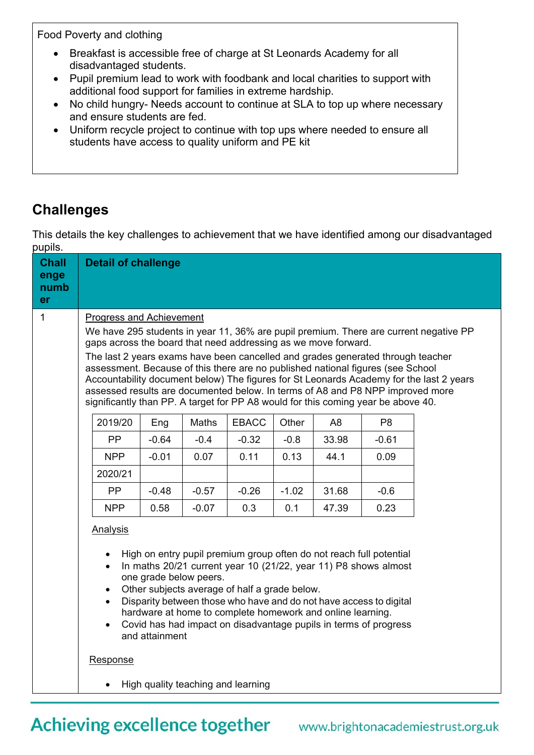Food Poverty and clothing

- Breakfast is accessible free of charge at St Leonards Academy for all disadvantaged students.
- Pupil premium lead to work with foodbank and local charities to support with additional food support for families in extreme hardship.
- No child hungry- Needs account to continue at SLA to top up where necessary and ensure students are fed.
- Uniform recycle project to continue with top ups where needed to ensure all students have access to quality uniform and PE kit

## Challenges

This details the key challenges to achievement that we have identified among our disadvantaged pupils.

| Challenge number | Detail of challenge |
|---|---|
| 1 | Progress and Achievement<br><br>We have 295 students in year 11, 36% are pupil premium. There are current negative PP gaps across the board that need addressing as we move forward.<br><br>The last 2 years exams have been cancelled and grades generated through teacher assessment. Because of this there are no published national figures (see School Accountability document below) The figures for St Leonards Academy for the last 2 years assessed results are documented below. In terms of A8 and P8 NPP improved more significantly than PP. A target for PP A8 would for this coming year be above 40.<br><br>(see table below)<br><br>Analysis<br><br>• High on entry pupil premium group often do not reach full potential<br>• In maths 20/21 current year 10 (21/22, year 11) P8 shows almost one grade below peers.<br>• Other subjects average of half a grade below.<br>• Disparity between those who have and do not have access to digital hardware at home to complete homework and online learning.<br>• Covid has had impact on disadvantage pupils in terms of progress and attainment<br><br>Response<br><br>• High quality teaching and learning |

| 2019/20 | Eng | Maths | EBACC | Other | A8 | P8 |
|---|---|---|---|---|---|---|
| PP | -0.64 | -0.4 | -0.32 | -0.8 | 33.98 | -0.61 |
| NPP | -0.01 | 0.07 | 0.11 | 0.13 | 44.1 | 0.09 |
| 2020/21 | | | | | | |
| PP | -0.48 | -0.57 | -0.26 | -1.02 | 31.68 | -0.6 |
| NPP | 0.58 | -0.07 | 0.3 | 0.1 | 47.39 | 0.23 |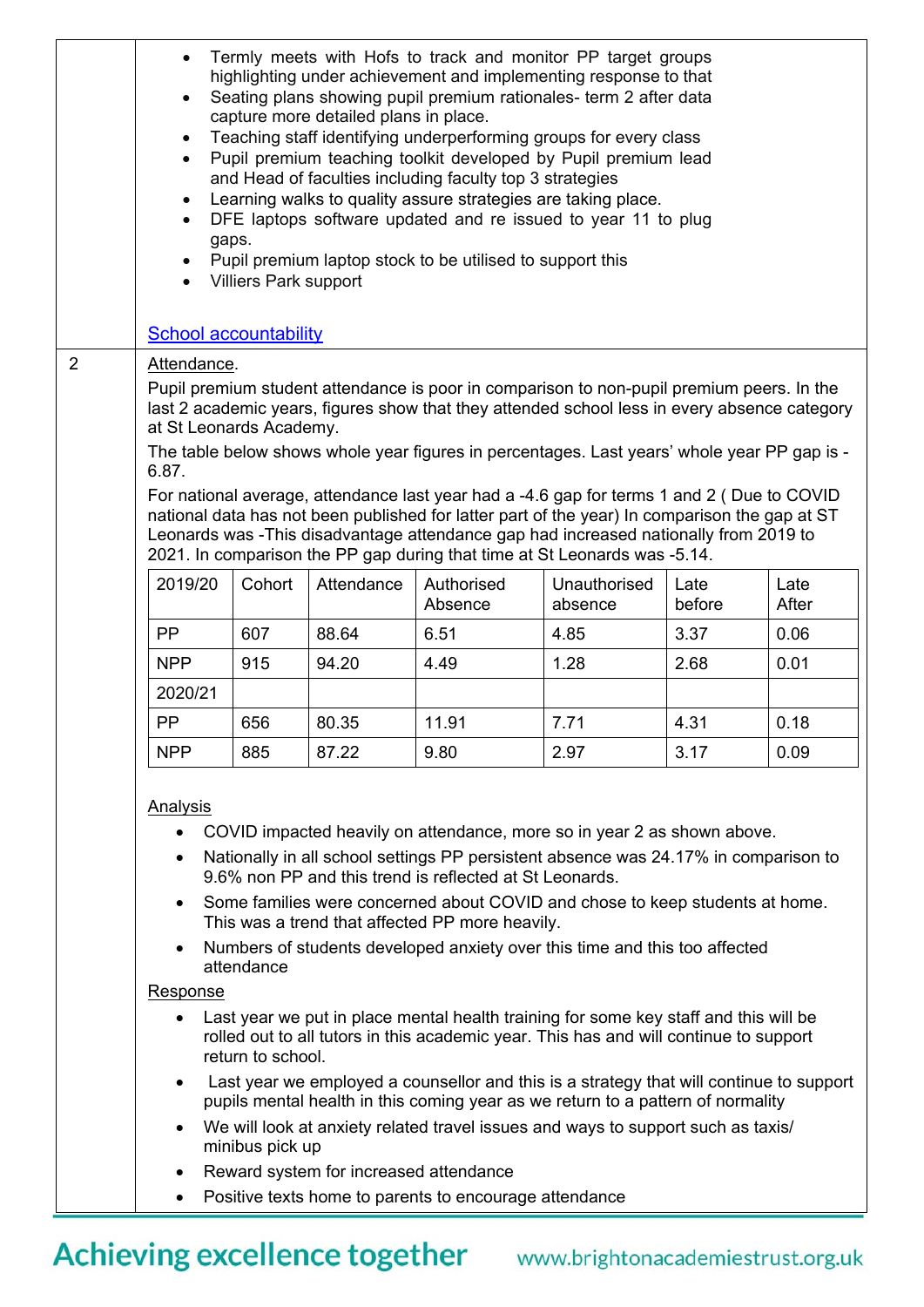| | |
|---|---|
| | • Termly meets with Hofs to track and monitor PP target groups highlighting under achievement and implementing response to that<br>• Seating plans showing pupil premium rationales- term 2 after data capture more detailed plans in place.<br>• Teaching staff identifying underperforming groups for every class<br>• Pupil premium teaching toolkit developed by Pupil premium lead and Head of faculties including faculty top 3 strategies<br>• Learning walks to quality assure strategies are taking place.<br>• DFE laptops software updated and re issued to year 11 to plug gaps.<br>• Pupil premium laptop stock to be utilised to support this<br>• Villiers Park support<br><br>School accountability |

2

Attendance.

Pupil premium student attendance is poor in comparison to non-pupil premium peers. In the last 2 academic years, figures show that they attended school less in every absence category at St Leonards Academy.

The table below shows whole year figures in percentages. Last years' whole year PP gap is -6.87.

For national average, attendance last year had a -4.6 gap for terms 1 and 2 ( Due to COVID national data has not been published for latter part of the year) In comparison the gap at ST Leonards was -This disadvantage attendance gap had increased nationally from 2019 to 2021. In comparison the PP gap during that time at St Leonards was -5.14.

| 2019/20 | Cohort | Attendance | Authorised Absence | Unauthorised absence | Late before | Late After |
|---|---|---|---|---|---|---|
| PP | 607 | 88.64 | 6.51 | 4.85 | 3.37 | 0.06 |
| NPP | 915 | 94.20 | 4.49 | 1.28 | 2.68 | 0.01 |
| 2020/21 | | | | | | |
| PP | 656 | 80.35 | 11.91 | 7.71 | 4.31 | 0.18 |
| NPP | 885 | 87.22 | 9.80 | 2.97 | 3.17 | 0.09 |

Analysis

- COVID impacted heavily on attendance, more so in year 2 as shown above.
- Nationally in all school settings PP persistent absence was 24.17% in comparison to 9.6% non PP and this trend is reflected at St Leonards.
- Some families were concerned about COVID and chose to keep students at home. This was a trend that affected PP more heavily.
- Numbers of students developed anxiety over this time and this too affected attendance

Response

- Last year we put in place mental health training for some key staff and this will be rolled out to all tutors in this academic year. This has and will continue to support return to school.
- Last year we employed a counsellor and this is a strategy that will continue to support pupils mental health in this coming year as we return to a pattern of normality
- We will look at anxiety related travel issues and ways to support such as taxis/ minibus pick up
- Reward system for increased attendance
- Positive texts home to parents to encourage attendance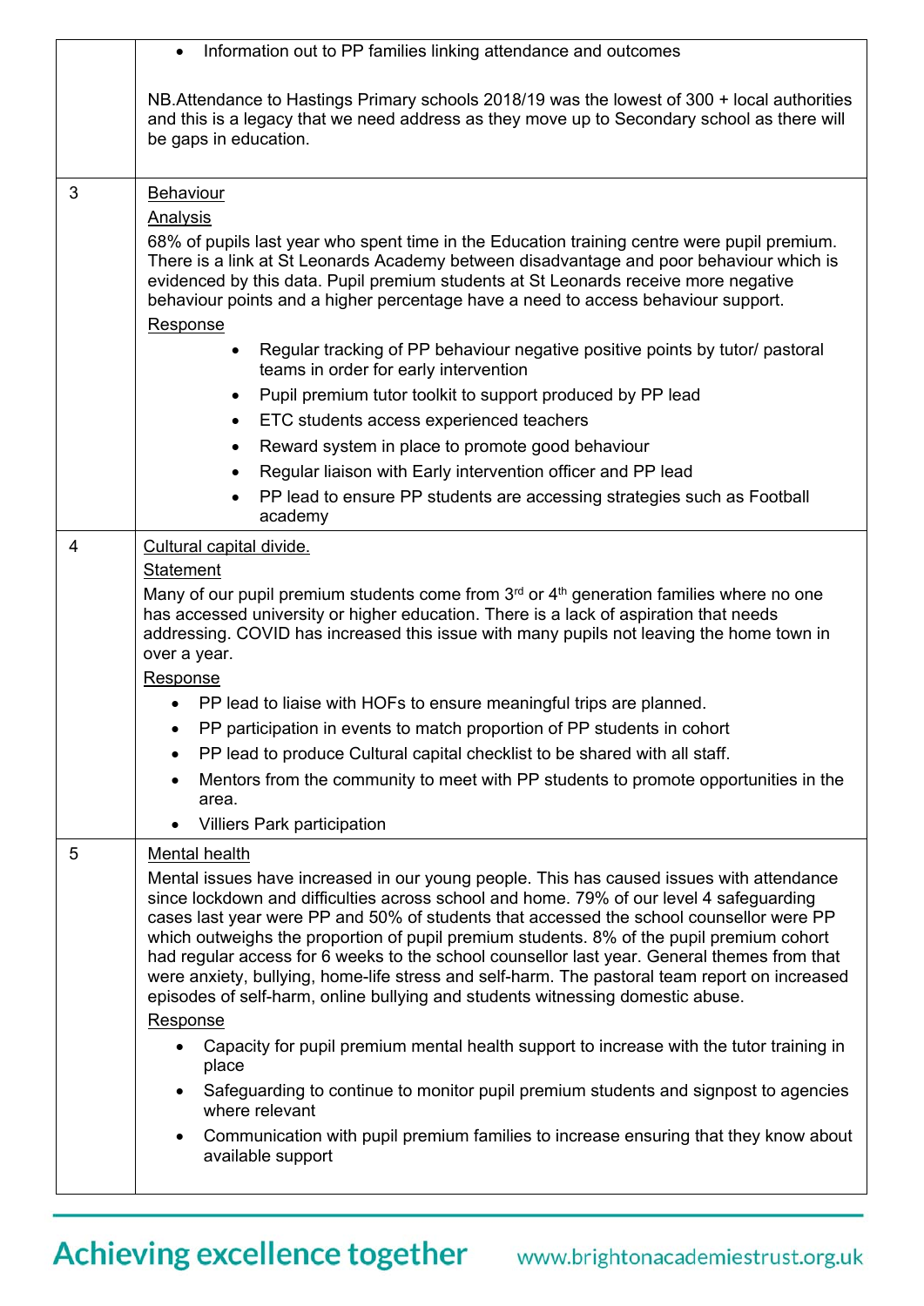| | |
|---|---|
| | • Information out to PP families linking attendance and outcomes<br><br>NB.Attendance to Hastings Primary schools 2018/19 was the lowest of 300 + local authorities and this is a legacy that we need address as they move up to Secondary school as there will be gaps in education. |
| 3 | <u>Behaviour</u><br><u>Analysis</u><br>68% of pupils last year who spent time in the Education training centre were pupil premium. There is a link at St Leonards Academy between disadvantage and poor behaviour which is evidenced by this data. Pupil premium students at St Leonards receive more negative behaviour points and a higher percentage have a need to access behaviour support.<br><u>Response</u><br>• Regular tracking of PP behaviour negative positive points by tutor/ pastoral teams in order for early intervention<br>• Pupil premium tutor toolkit to support produced by PP lead<br>• ETC students access experienced teachers<br>• Reward system in place to promote good behaviour<br>• Regular liaison with Early intervention officer and PP lead<br>• PP lead to ensure PP students are accessing strategies such as Football academy |
| 4 | <u>Cultural capital divide.</u><br><u>Statement</u><br>Many of our pupil premium students come from 3rd or 4th generation families where no one has accessed university or higher education. There is a lack of aspiration that needs addressing. COVID has increased this issue with many pupils not leaving the home town in over a year.<br><u>Response</u><br>• PP lead to liaise with HOFs to ensure meaningful trips are planned.<br>• PP participation in events to match proportion of PP students in cohort<br>• PP lead to produce Cultural capital checklist to be shared with all staff.<br>• Mentors from the community to meet with PP students to promote opportunities in the area.<br>• Villiers Park participation |
| 5 | <u>Mental health</u><br>Mental issues have increased in our young people. This has caused issues with attendance since lockdown and difficulties across school and home. 79% of our level 4 safeguarding cases last year were PP and 50% of students that accessed the school counsellor were PP which outweighs the proportion of pupil premium students. 8% of the pupil premium cohort had regular access for 6 weeks to the school counsellor last year. General themes from that were anxiety, bullying, home-life stress and self-harm. The pastoral team report on increased episodes of self-harm, online bullying and students witnessing domestic abuse.<br><u>Response</u><br>• Capacity for pupil premium mental health support to increase with the tutor training in place<br>• Safeguarding to continue to monitor pupil premium students and signpost to agencies where relevant<br>• Communication with pupil premium families to increase ensuring that they know about available support |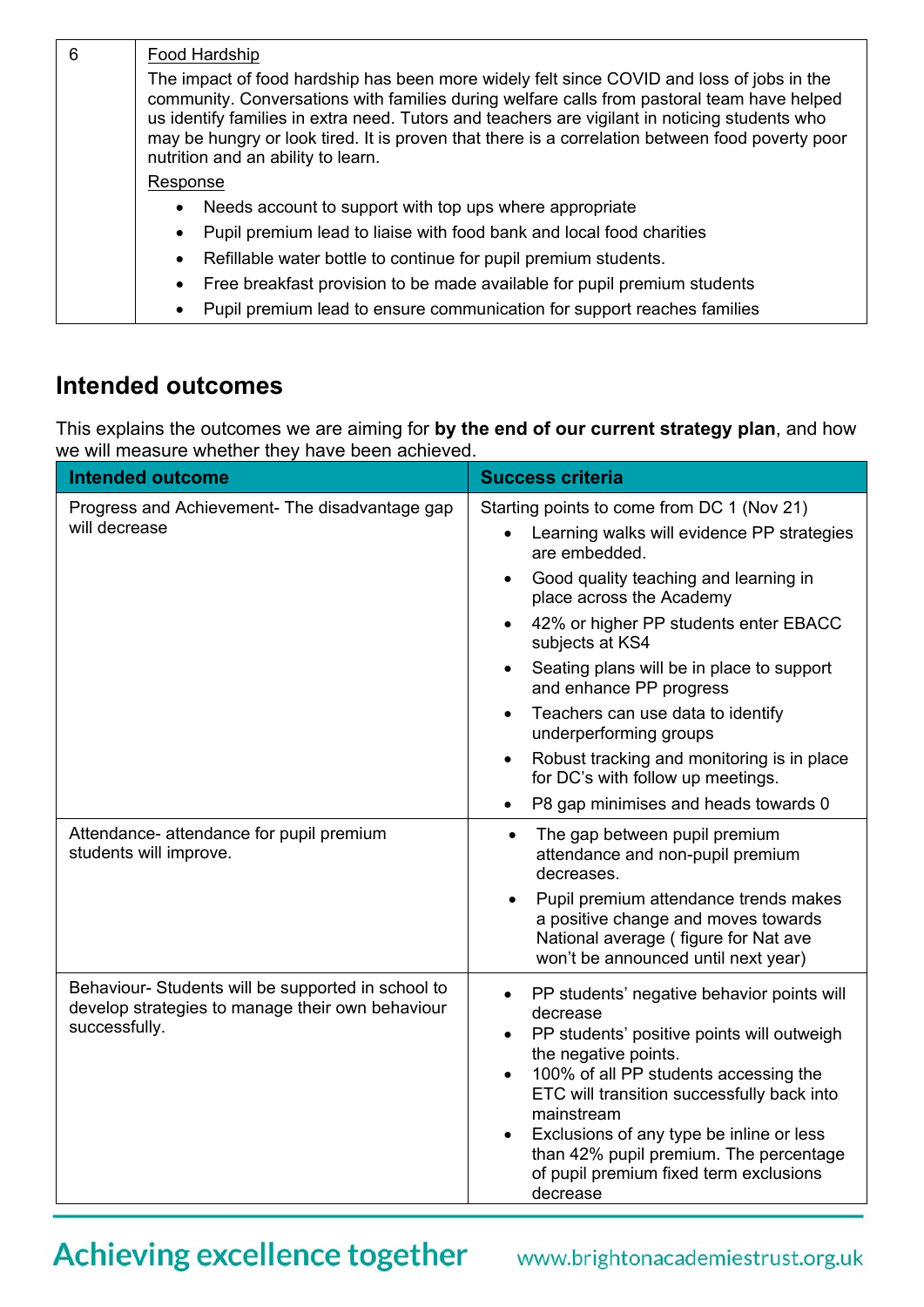| 6 | Food Hardship<br>The impact of food hardship has been more widely felt since COVID and loss of jobs in the community. Conversations with families during welfare calls from pastoral team have helped us identify families in extra need. Tutors and teachers are vigilant in noticing students who may be hungry or look tired. It is proven that there is a correlation between food poverty poor nutrition and an ability to learn.<br>Response<br>• Needs account to support with top ups where appropriate<br>• Pupil premium lead to liaise with food bank and local food charities<br>• Refillable water bottle to continue for pupil premium students.<br>• Free breakfast provision to be made available for pupil premium students<br>• Pupil premium lead to ensure communication for support reaches families |
|---|---|

## Intended outcomes

This explains the outcomes we are aiming for **by the end of our current strategy plan**, and how we will measure whether they have been achieved.

| Intended outcome | Success criteria |
|---|---|
| Progress and Achievement- The disadvantage gap will decrease | Starting points to come from DC 1 (Nov 21)<br>• Learning walks will evidence PP strategies are embedded.<br>• Good quality teaching and learning in place across the Academy<br>• 42% or higher PP students enter EBACC subjects at KS4<br>• Seating plans will be in place to support and enhance PP progress<br>• Teachers can use data to identify underperforming groups<br>• Robust tracking and monitoring is in place for DC's with follow up meetings.<br>• P8 gap minimises and heads towards 0 |
| Attendance- attendance for pupil premium students will improve. | • The gap between pupil premium attendance and non-pupil premium decreases.<br>• Pupil premium attendance trends makes a positive change and moves towards National average ( figure for Nat ave won't be announced until next year) |
| Behaviour- Students will be supported in school to develop strategies to manage their own behaviour successfully. | • PP students' negative behavior points will decrease<br>• PP students' positive points will outweigh the negative points.<br>• 100% of all PP students accessing the ETC will transition successfully back into mainstream<br>• Exclusions of any type be inline or less than 42% pupil premium. The percentage of pupil premium fixed term exclusions decrease |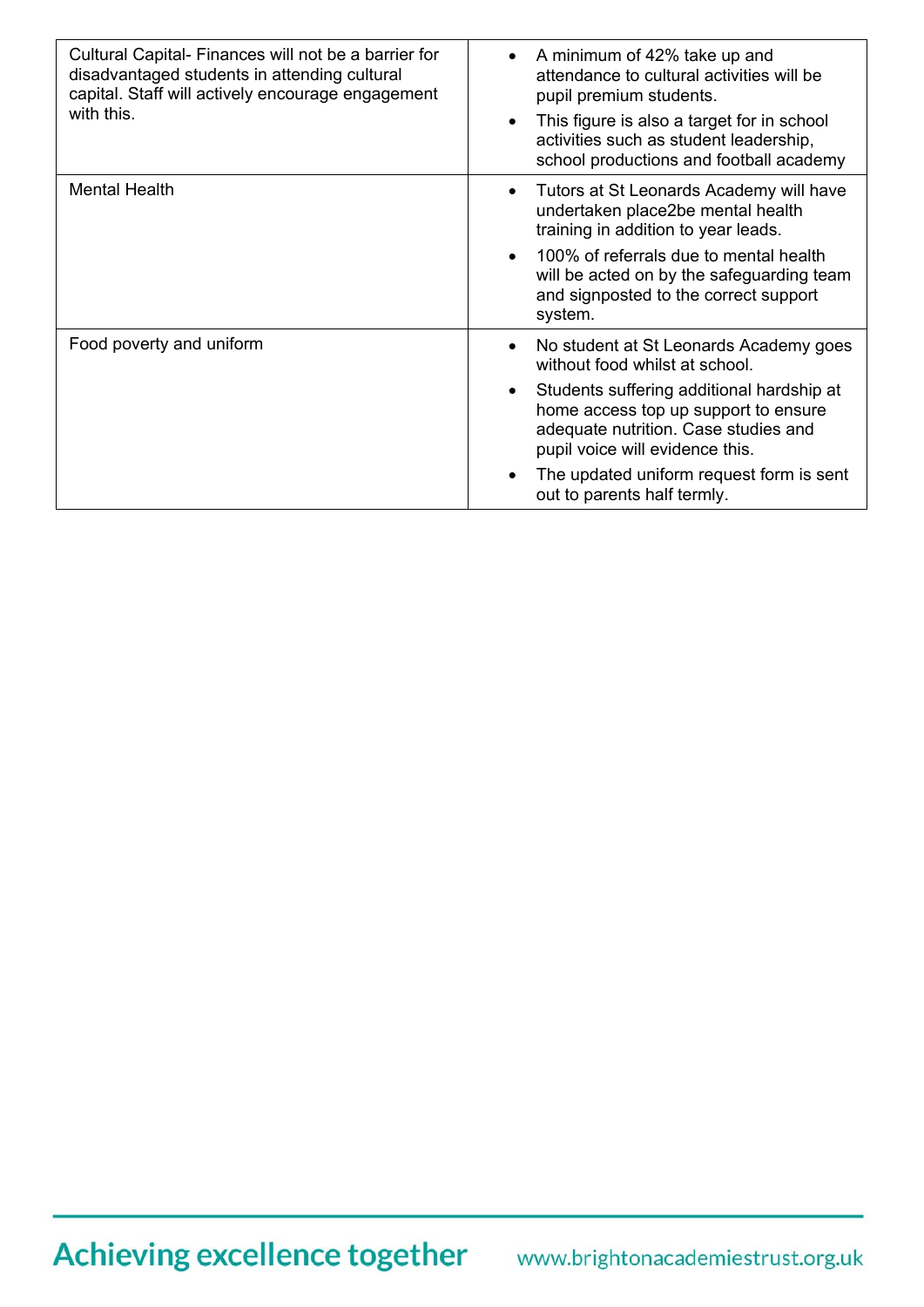| | |
|---|---|
| Cultural Capital- Finances will not be a barrier for disadvantaged students in attending cultural capital. Staff will actively encourage engagement with this. | • A minimum of 42% take up and attendance to cultural activities will be pupil premium students.<br>• This figure is also a target for in school activities such as student leadership, school productions and football academy |
| Mental Health | • Tutors at St Leonards Academy will have undertaken place2be mental health training in addition to year leads.<br>• 100% of referrals due to mental health will be acted on by the safeguarding team and signposted to the correct support system. |
| Food poverty and uniform | • No student at St Leonards Academy goes without food whilst at school.<br>• Students suffering additional hardship at home access top up support to ensure adequate nutrition. Case studies and pupil voice will evidence this.<br>• The updated uniform request form is sent out to parents half termly. |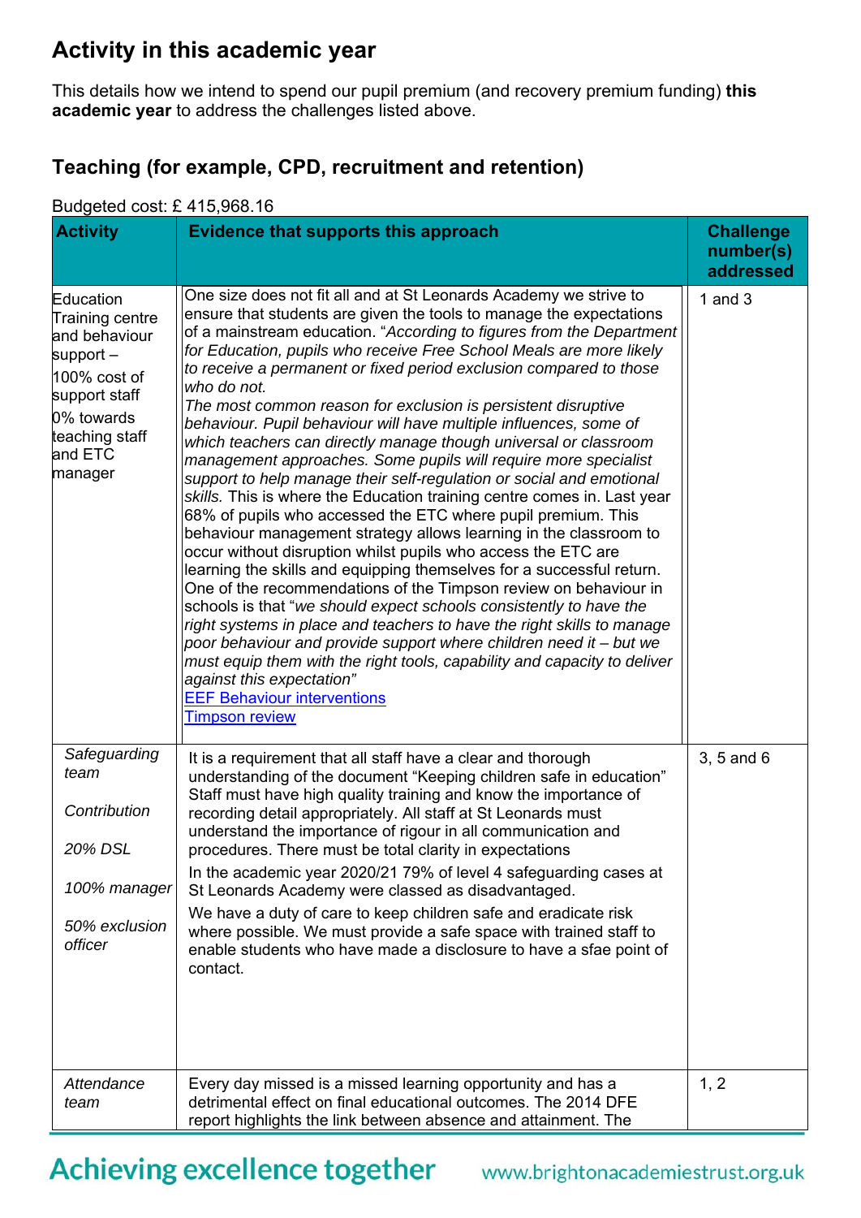## Activity in this academic year

This details how we intend to spend our pupil premium (and recovery premium funding) **this academic year** to address the challenges listed above.

### Teaching (for example, CPD, recruitment and retention)

Budgeted cost: £ 415,968.16

| Activity | Evidence that supports this approach | Challenge number(s) addressed |
|---|---|---|
| Education Training centre and behaviour support – 100% cost of support staff 0% towards teaching staff and ETC manager | One size does not fit all and at St Leonards Academy we strive to ensure that students are given the tools to manage the expectations of a mainstream education. "*According to figures from the Department for Education, pupils who receive Free School Meals are more likely to receive a permanent or fixed period exclusion compared to those who do not. The most common reason for exclusion is persistent disruptive behaviour. Pupil behaviour will have multiple influences, some of which teachers can directly manage though universal or classroom management approaches. Some pupils will require more specialist support to help manage their self-regulation or social and emotional skills.* This is where the Education training centre comes in. Last year 68% of pupils who accessed the ETC where pupil premium. This behaviour management strategy allows learning in the classroom to occur without disruption whilst pupils who access the ETC are learning the skills and equipping themselves for a successful return. One of the recommendations of the Timpson review on behaviour in schools is that "*we should expect schools consistently to have the right systems in place and teachers to have the right skills to manage poor behaviour and provide support where children need it – but we must equip them with the right tools, capability and capacity to deliver against this expectation*" [EEF Behaviour interventions] [Timpson review] | 1 and 3 |
| *Safeguarding team* *Contribution* *20% DSL* *100% manager* *50% exclusion officer* | It is a requirement that all staff have a clear and thorough understanding of the document "Keeping children safe in education" Staff must have high quality training and know the importance of recording detail appropriately. All staff at St Leonards must understand the importance of rigour in all communication and procedures. There must be total clarity in expectations In the academic year 2020/21 79% of level 4 safeguarding cases at St Leonards Academy were classed as disadvantaged. We have a duty of care to keep children safe and eradicate risk where possible. We must provide a safe space with trained staff to enable students who have made a disclosure to have a sfae point of contact. | 3, 5 and 6 |
| *Attendance team* | Every day missed is a missed learning opportunity and has a detrimental effect on final educational outcomes. The 2014 DFE report highlights the link between absence and attainment. The | 1, 2 |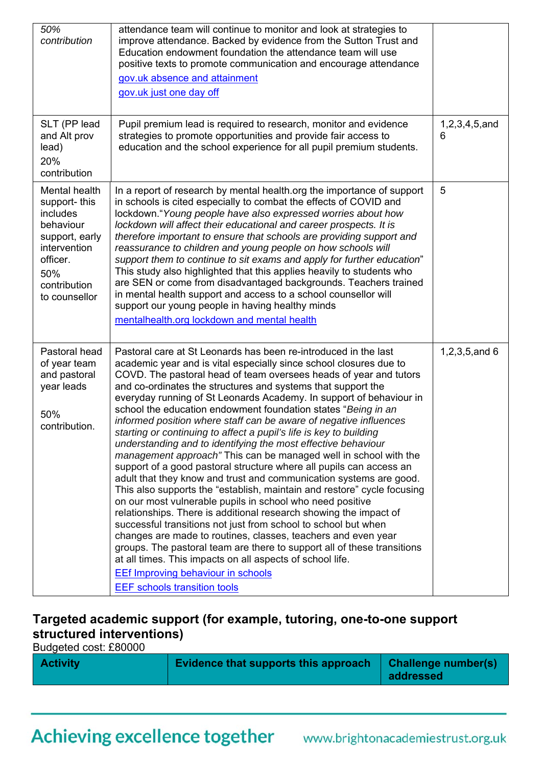| | | |
|---|---|---|
| *50% contribution* | attendance team will continue to monitor and look at strategies to improve attendance. Backed by evidence from the Sutton Trust and Education endowment foundation the attendance team will use positive texts to promote communication and encourage attendance<br>gov.uk absence and attainment<br>gov.uk just one day off | |
| SLT (PP lead and Alt prov lead)<br>20% contribution | Pupil premium lead is required to research, monitor and evidence strategies to promote opportunities and provide fair access to education and the school experience for all pupil premium students. | 1,2,3,4,5,and 6 |
| Mental health support- this includes behaviour support, early intervention officer.<br>50% contribution to counsellor | In a report of research by mental health.org the importance of support in schools is cited especially to combat the effects of COVID and lockdown."*Young people have also expressed worries about how lockdown will affect their educational and career prospects. It is therefore important to ensure that schools are providing support and reassurance to children and young people on how schools will support them to continue to sit exams and apply for further education*" This study also highlighted that this applies heavily to students who are SEN or come from disadvantaged backgrounds. Teachers trained in mental health support and access to a school counsellor will support our young people in having healthy minds<br>mentalhealth.org lockdown and mental health | 5 |
| Pastoral head of year team and pastoral year leads<br><br>50% contribution. | Pastoral care at St Leonards has been re-introduced in the last academic year and is vital especially since school closures due to COVD. The pastoral head of team oversees heads of year and tutors and co-ordinates the structures and systems that support the everyday running of St Leonards Academy. In support of behaviour in school the education endowment foundation states "*Being in an informed position where staff can be aware of negative influences starting or continuing to affect a pupil's life is key to building understanding and to identifying the most effective behaviour management approach"* This can be managed well in school with the support of a good pastoral structure where all pupils can access an adult that they know and trust and communication systems are good. This also supports the "establish, maintain and restore" cycle focusing on our most vulnerable pupils in school who need positive relationships. There is additional research showing the impact of successful transitions not just from school to school but when changes are made to routines, classes, teachers and even year groups. The pastoral team are there to support all of these transitions at all times. This impacts on all aspects of school life.<br>EEf Improving behaviour in schools<br>EEF schools transition tools | 1,2,3,5,and 6 |

## Targeted academic support (for example, tutoring, one-to-one support structured interventions)

Budgeted cost: £80000

| Activity | Evidence that supports this approach | Challenge number(s) addressed |
|---|---|---|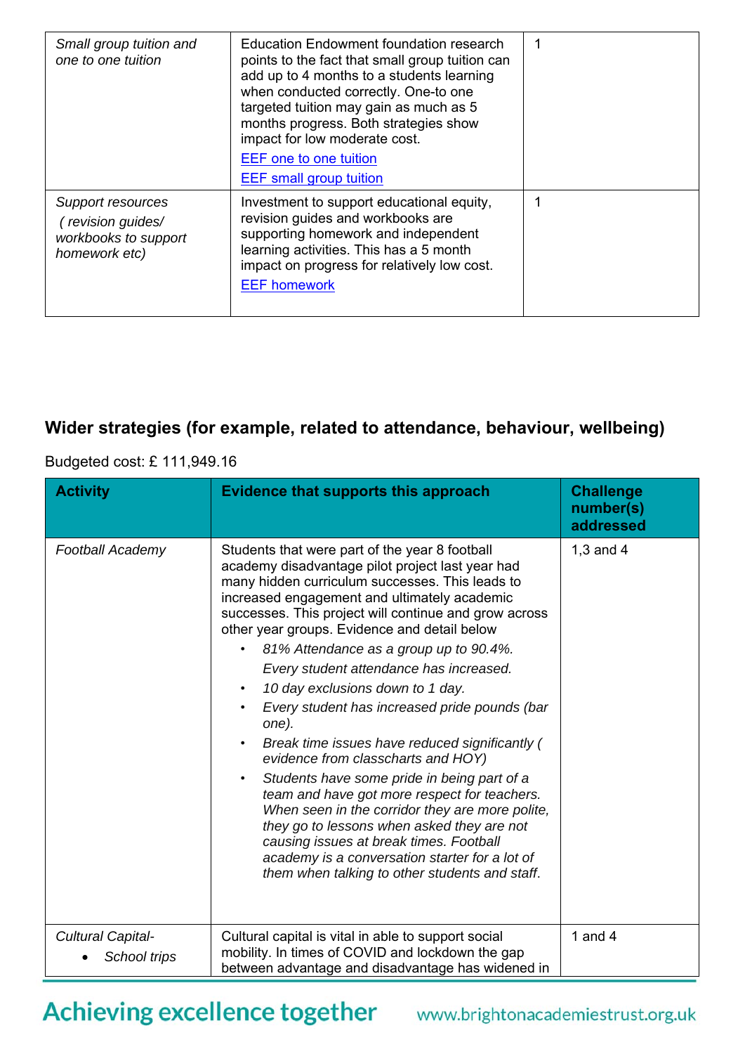| | | |
|---|---|---|
| *Small group tuition and one to one tuition* | Education Endowment foundation research points to the fact that small group tuition can add up to 4 months to a students learning when conducted correctly. One-to one targeted tuition may gain as much as 5 months progress. Both strategies show impact for low moderate cost.<br>[EEF one to one tuition](#)<br>[EEF small group tuition](#) | 1 |
| *Support resources ( revision guides/ workbooks to support homework etc)* | Investment to support educational equity, revision guides and workbooks are supporting homework and independent learning activities. This has a 5 month impact on progress for relatively low cost.<br>[EEF homework](#) | 1 |

## Wider strategies (for example, related to attendance, behaviour, wellbeing)

Budgeted cost: £ 111,949.16

| Activity | Evidence that supports this approach | Challenge number(s) addressed |
|---|---|---|
| *Football Academy* | Students that were part of the year 8 football academy disadvantage pilot project last year had many hidden curriculum successes. This leads to increased engagement and ultimately academic successes. This project will continue and grow across other year groups. Evidence and detail below<br>• *81% Attendance as a group up to 90.4%. Every student attendance has increased.*<br>• *10 day exclusions down to 1 day.*<br>• *Every student has increased pride pounds (bar one).*<br>• *Break time issues have reduced significantly ( evidence from classcharts and HOY)*<br>• *Students have some pride in being part of a team and have got more respect for teachers. When seen in the corridor they are more polite, they go to lessons when asked they are not causing issues at break times. Football academy is a conversation starter for a lot of them when talking to other students and staff.* | 1,3 and 4 |
| *Cultural Capital-*<br>• *School trips* | Cultural capital is vital in able to support social mobility. In times of COVID and lockdown the gap between advantage and disadvantage has widened in | 1 and 4 |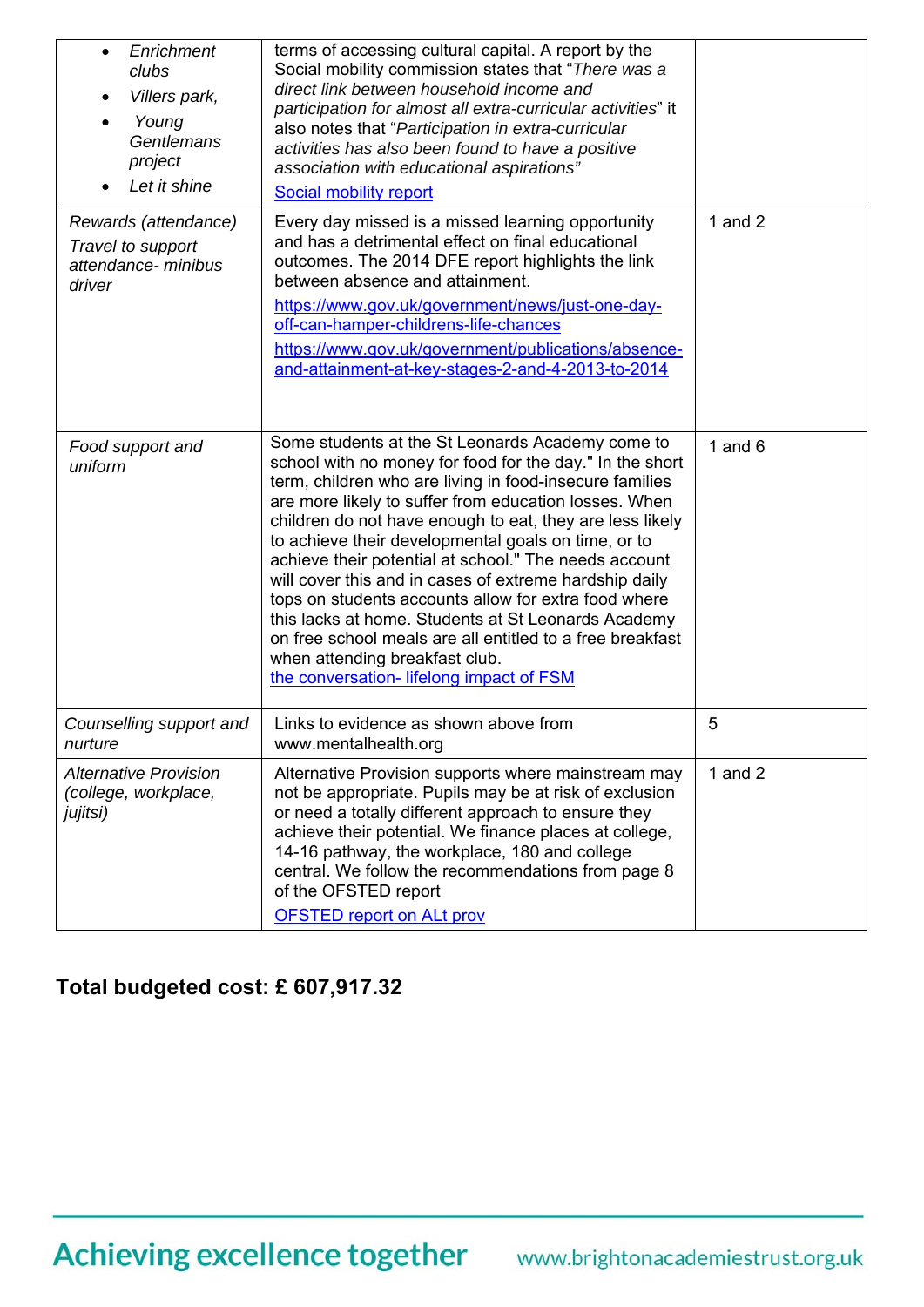| | | |
|---|---|---|
| • *Enrichment clubs*<br>• *Villers park,*<br>• *Young Gentlemans project*<br>• *Let it shine* | terms of accessing cultural capital. A report by the Social mobility commission states that "*There was a direct link between household income and participation for almost all extra-curricular activities*" it also notes that "*Participation in extra-curricular activities has also been found to have a positive association with educational aspirations"*<br>[Social mobility report]() | |
| *Rewards (attendance)*<br>*Travel to support attendance- minibus driver* | Every day missed is a missed learning opportunity and has a detrimental effect on final educational outcomes. The 2014 DFE report highlights the link between absence and attainment.<br>[https://www.gov.uk/government/news/just-one-day-off-can-hamper-childrens-life-chances](https://www.gov.uk/government/news/just-one-day-off-can-hamper-childrens-life-chances)<br>[https://www.gov.uk/government/publications/absence-and-attainment-at-key-stages-2-and-4-2013-to-2014](https://www.gov.uk/government/publications/absence-and-attainment-at-key-stages-2-and-4-2013-to-2014) | 1 and 2 |
| *Food support and uniform* | Some students at the St Leonards Academy come to school with no money for food for the day." In the short term, children who are living in food-insecure families are more likely to suffer from education losses. When children do not have enough to eat, they are less likely to achieve their developmental goals on time, or to achieve their potential at school." The needs account will cover this and in cases of extreme hardship daily tops on students accounts allow for extra food where this lacks at home. Students at St Leonards Academy on free school meals are all entitled to a free breakfast when attending breakfast club.<br>[the conversation- lifelong impact of FSM]() | 1 and 6 |
| *Counselling support and nurture* | Links to evidence as shown above from www.mentalhealth.org | 5 |
| *Alternative Provision (college, workplace, jujitsi)* | Alternative Provision supports where mainstream may not be appropriate. Pupils may be at risk of exclusion or need a totally different approach to ensure they achieve their potential. We finance places at college, 14-16 pathway, the workplace, 180 and college central. We follow the recommendations from page 8 of the OFSTED report<br>[OFSTED report on ALt prov]() | 1 and 2 |

## Total budgeted cost: £ 607,917.32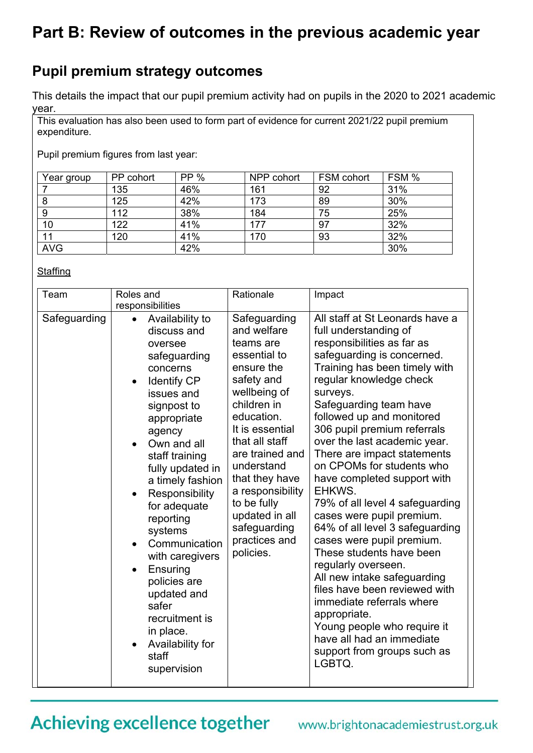# Part B: Review of outcomes in the previous academic year

## Pupil premium strategy outcomes

This details the impact that our pupil premium activity had on pupils in the 2020 to 2021 academic year.

This evaluation has also been used to form part of evidence for current 2021/22 pupil premium expenditure.

Pupil premium figures from last year:

| Year group | PP cohort | PP % | NPP cohort | FSM cohort | FSM % |
|---|---|---|---|---|---|
| 7 | 135 | 46% | 161 | 92 | 31% |
| 8 | 125 | 42% | 173 | 89 | 30% |
| 9 | 112 | 38% | 184 | 75 | 25% |
| 10 | 122 | 41% | 177 | 97 | 32% |
| 11 | 120 | 41% | 170 | 93 | 32% |
| AVG | | 42% | | | 30% |

Staffing

| Team | Roles and responsibilities | Rationale | Impact |
|---|---|---|---|
| Safeguarding | • Availability to discuss and oversee safeguarding concerns<br>• Identify CP issues and signpost to appropriate agency<br>• Own and all staff training fully updated in a timely fashion<br>• Responsibility for adequate reporting systems<br>• Communication with caregivers<br>• Ensuring policies are updated and safer recruitment is in place.<br>• Availability for staff supervision | Safeguarding and welfare teams are essential to ensure the safety and wellbeing of children in education.<br>It is essential that all staff are trained and understand that they have a responsibility to be fully updated in all safeguarding practices and policies. | All staff at St Leonards have a full understanding of responsibilities as far as safeguarding is concerned. Training has been timely with regular knowledge check surveys.<br>Safeguarding team have followed up and monitored 306 pupil premium referrals over the last academic year. There are impact statements on CPOMs for students who have completed support with EHKWS.<br>79% of all level 4 safeguarding cases were pupil premium.<br>64% of all level 3 safeguarding cases were pupil premium.<br>These students have been regularly overseen.<br>All new intake safeguarding files have been reviewed with immediate referrals where appropriate.<br>Young people who require it have all had an immediate support from groups such as LGBTQ. |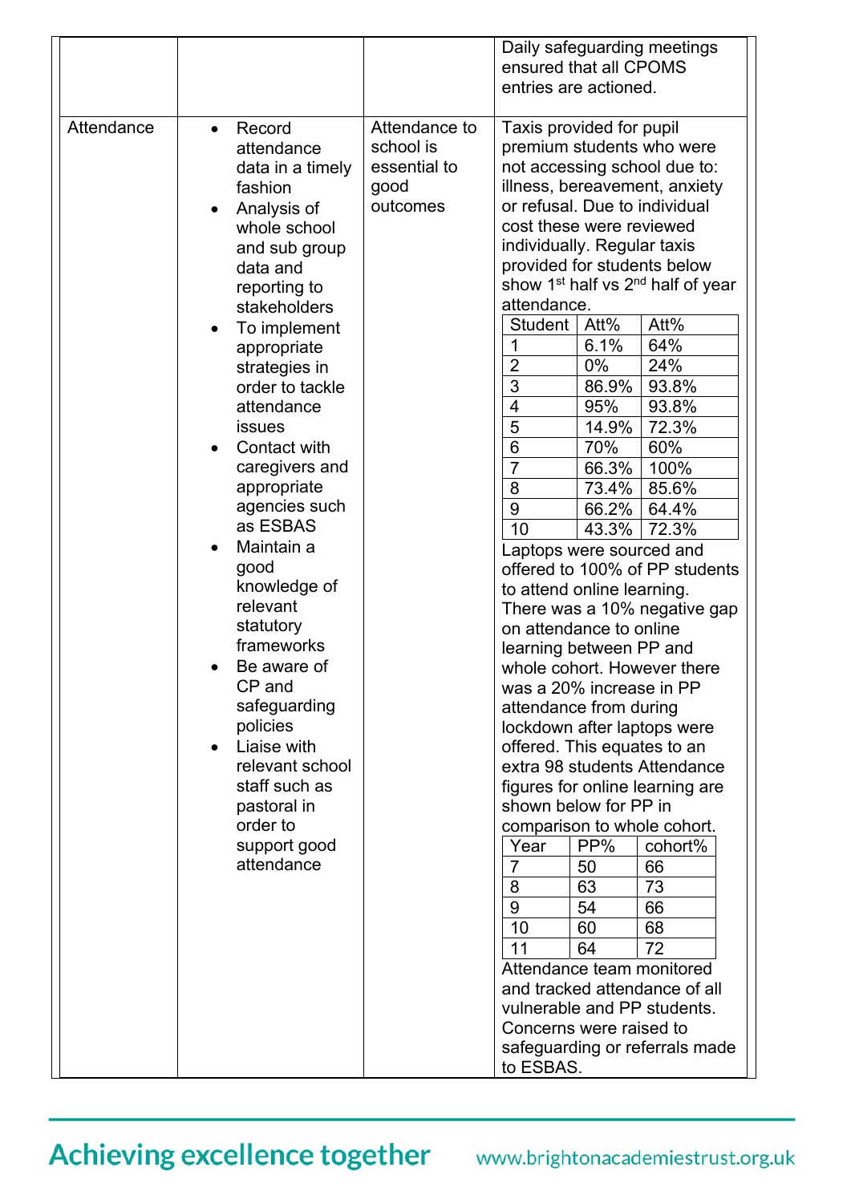| | | | |
|---|---|---|---|
| | | | Daily safeguarding meetings ensured that all CPOMS entries are actioned. |
| Attendance | • Record attendance data in a timely fashion<br>• Analysis of whole school and sub group data and reporting to stakeholders<br>• To implement appropriate strategies in order to tackle attendance issues<br>• Contact with caregivers and appropriate agencies such as ESBAS<br>• Maintain a good knowledge of relevant statutory frameworks<br>• Be aware of CP and safeguarding policies<br>• Liaise with relevant school staff such as pastoral in order to support good attendance | Attendance to school is essential to good outcomes | Taxis provided for pupil premium students who were not accessing school due to: illness, bereavement, anxiety or refusal. Due to individual cost these were reviewed individually. Regular taxis provided for students below show 1st half vs 2nd half of year attendance.<br><br>Student / Att% / Att%<br>1 / 6.1% / 64%<br>2 / 0% / 24%<br>3 / 86.9% / 93.8%<br>4 / 95% / 93.8%<br>5 / 14.9% / 72.3%<br>6 / 70% / 60%<br>7 / 66.3% / 100%<br>8 / 73.4% / 85.6%<br>9 / 66.2% / 64.4%<br>10 / 43.3% / 72.3%<br><br>Laptops were sourced and offered to 100% of PP students to attend online learning. There was a 10% negative gap on attendance to online learning between PP and whole cohort. However there was a 20% increase in PP attendance from during lockdown after laptops were offered. This equates to an extra 98 students Attendance figures for online learning are shown below for PP in comparison to whole cohort.<br><br>Year / PP% / cohort%<br>7 / 50 / 66<br>8 / 63 / 73<br>9 / 54 / 66<br>10 / 60 / 68<br>11 / 64 / 72<br><br>Attendance team monitored and tracked attendance of all vulnerable and PP students. Concerns were raised to safeguarding or referrals made to ESBAS. |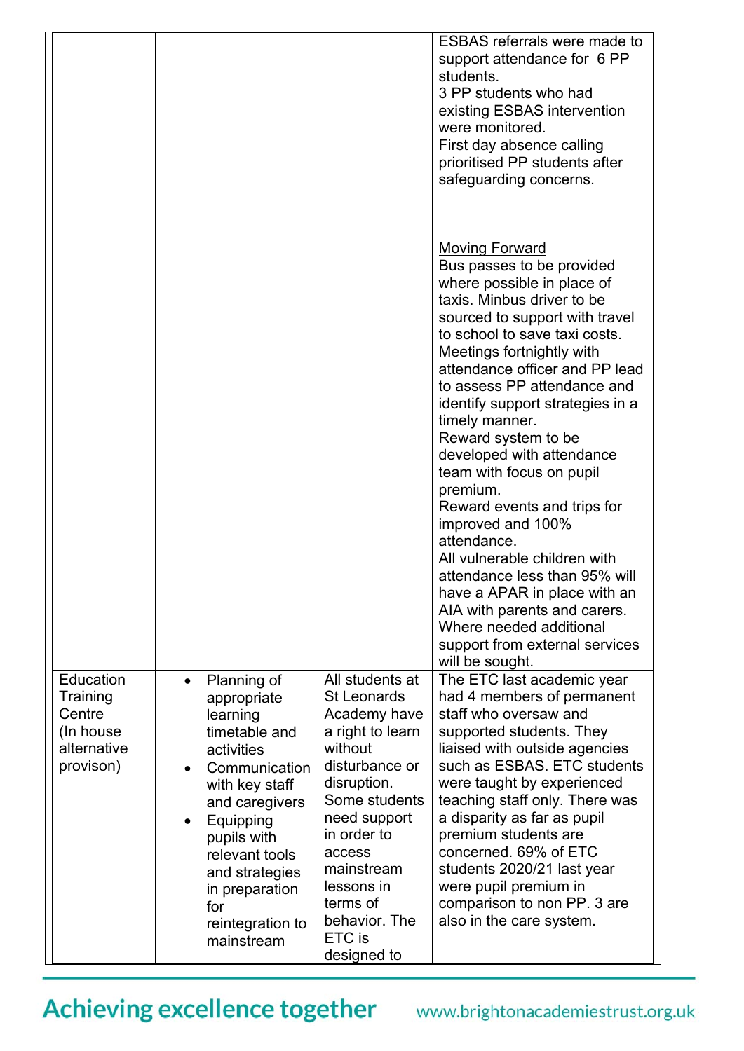| | | | |
|---|---|---|---|
| | | | ESBAS referrals were made to support attendance for 6 PP students.<br>3 PP students who had existing ESBAS intervention were monitored.<br>First day absence calling prioritised PP students after safeguarding concerns.<br><br><u>Moving Forward</u><br>Bus passes to be provided where possible in place of taxis. Minbus driver to be sourced to support with travel to school to save taxi costs.<br>Meetings fortnightly with attendance officer and PP lead to assess PP attendance and identify support strategies in a timely manner.<br>Reward system to be developed with attendance team with focus on pupil premium.<br>Reward events and trips for improved and 100% attendance.<br>All vulnerable children with attendance less than 95% will have a APAR in place with an AIA with parents and carers. Where needed additional support from external services will be sought. |
| Education Training Centre (In house alternative provison) | • Planning of appropriate learning timetable and activities<br>• Communication with key staff and caregivers<br>• Equipping pupils with relevant tools and strategies in preparation for reintegration to mainstream | All students at St Leonards Academy have a right to learn without disturbance or disruption. Some students need support in order to access mainstream lessons in terms of behavior. The ETC is designed to | The ETC last academic year had 4 members of permanent staff who oversaw and supported students. They liaised with outside agencies such as ESBAS. ETC students were taught by experienced teaching staff only. There was a disparity as far as pupil premium students are concerned. 69% of ETC students 2020/21 last year were pupil premium in comparison to non PP. 3 are also in the care system. |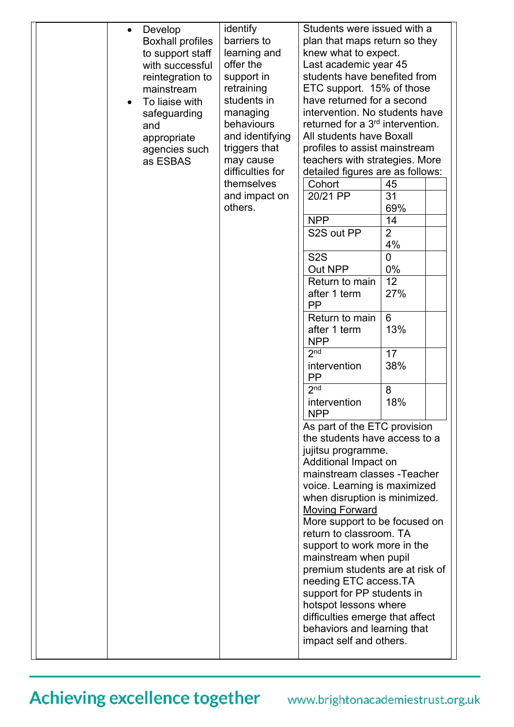| | | | |
|---|---|---|---|
| | • Develop Boxhall profiles to support staff with successful reintegration to mainstream<br>• To liaise with safeguarding and appropriate agencies such as ESBAS | identify barriers to learning and offer the support in retraining students in managing behaviours and identifying triggers that may cause difficulties for themselves and impact on others. | Students were issued with a plan that maps return so they knew what to expect.<br>Last academic year 45 students have benefited from ETC support. 15% of those have returned for a second intervention. No students have returned for a 3rd intervention. All students have Boxall profiles to assist mainstream teachers with strategies. More detailed figures are as follows:<br><br>Cohort: 45<br>20/21 PP: 31 (69%)<br>NPP: 14<br>S2S out PP: 2 (4%)<br>S2S Out NPP: 0 (0%)<br>Return to main after 1 term PP: 12 (27%)<br>Return to main after 1 term NPP: 6 (13%)<br>2nd intervention PP: 17 (38%)<br>2nd intervention NPP: 8 (18%)<br><br>As part of the ETC provision the students have access to a jujitsu programme.<br>Additional Impact on mainstream classes -Teacher voice. Learning is maximized when disruption is minimized.<br><u>Moving Forward</u><br>More support to be focused on return to classroom. TA support to work more in the mainstream when pupil premium students are at risk of needing ETC access.TA support for PP students in hotspot lessons where difficulties emerge that affect behaviors and learning that impact self and others. |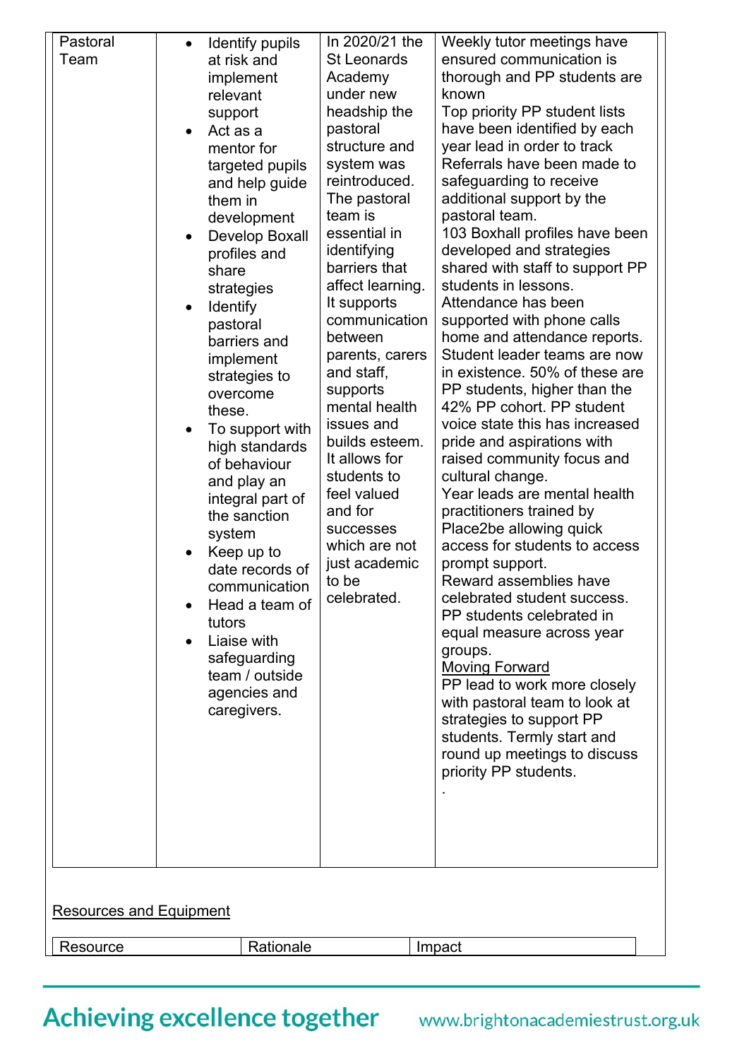| | | | |
|---|---|---|---|
| Pastoral Team | • Identify pupils at risk and implement relevant support<br>• Act as a mentor for targeted pupils and help guide them in development<br>• Develop Boxall profiles and share strategies<br>• Identify pastoral barriers and implement strategies to overcome these.<br>• To support with high standards of behaviour and play an integral part of the sanction system<br>• Keep up to date records of communication<br>• Head a team of tutors<br>• Liaise with safeguarding team / outside agencies and caregivers. | In 2020/21 the St Leonards Academy under new headship the pastoral structure and system was reintroduced. The pastoral team is essential in identifying barriers that affect learning. It supports communication between parents, carers and staff, supports mental health issues and builds esteem. It allows for students to feel valued and for successes which are not just academic to be celebrated. | Weekly tutor meetings have ensured communication is thorough and PP students are known<br>Top priority PP student lists have been identified by each year lead in order to track<br>Referrals have been made to safeguarding to receive additional support by the pastoral team.<br>103 Boxhall profiles have been developed and strategies shared with staff to support PP students in lessons.<br>Attendance has been supported with phone calls home and attendance reports.<br>Student leader teams are now in existence. 50% of these are PP students, higher than the 42% PP cohort. PP student voice state this has increased pride and aspirations with raised community focus and cultural change.<br>Year leads are mental health practitioners trained by Place2be allowing quick access for students to access prompt support.<br>Reward assemblies have celebrated student success. PP students celebrated in equal measure across year groups.<br>Moving Forward<br>PP lead to work more closely with pastoral team to look at strategies to support PP students. Termly start and round up meetings to discuss priority PP students.<br>. |

Resources and Equipment

| Resource | Rationale | Impact |
|---|---|---|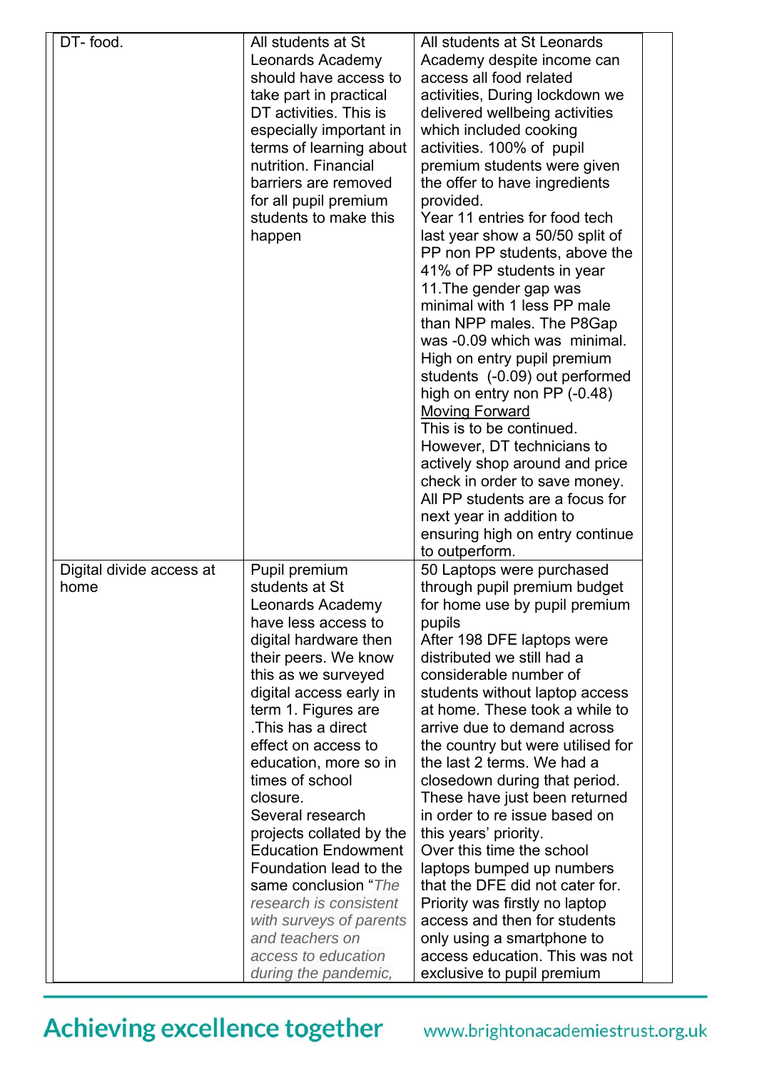| DT- food. | All students at St Leonards Academy should have access to take part in practical DT activities. This is especially important in terms of learning about nutrition. Financial barriers are removed for all pupil premium students to make this happen | All students at St Leonards Academy despite income can access all food related activities, During lockdown we delivered wellbeing activities which included cooking activities. 100% of pupil premium students were given the offer to have ingredients provided.<br>Year 11 entries for food tech last year show a 50/50 split of PP non PP students, above the 41% of PP students in year 11.The gender gap was minimal with 1 less PP male than NPP males. The P8Gap was -0.09 which was minimal. High on entry pupil premium students (-0.09) out performed high on entry non PP (-0.48)<br><u>Moving Forward</u><br>This is to be continued. However, DT technicians to actively shop around and price check in order to save money. All PP students are a focus for next year in addition to ensuring high on entry continue to outperform. | |
|---|---|---|---|
| Digital divide access at home | Pupil premium students at St Leonards Academy have less access to digital hardware then their peers. We know this as we surveyed digital access early in term 1. Figures are .This has a direct effect on access to education, more so in times of school closure.<br>Several research projects collated by the Education Endowment Foundation lead to the same conclusion "*The research is consistent with surveys of parents and teachers on access to education during the pandemic,* | 50 Laptops were purchased through pupil premium budget for home use by pupil premium pupils<br>After 198 DFE laptops were distributed we still had a considerable number of students without laptop access at home. These took a while to arrive due to demand across the country but were utilised for the last 2 terms. We had a closedown during that period. These have just been returned in order to re issue based on this years' priority.<br>Over this time the school laptops bumped up numbers that the DFE did not cater for. Priority was firstly no laptop access and then for students only using a smartphone to access education. This was not exclusive to pupil premium | |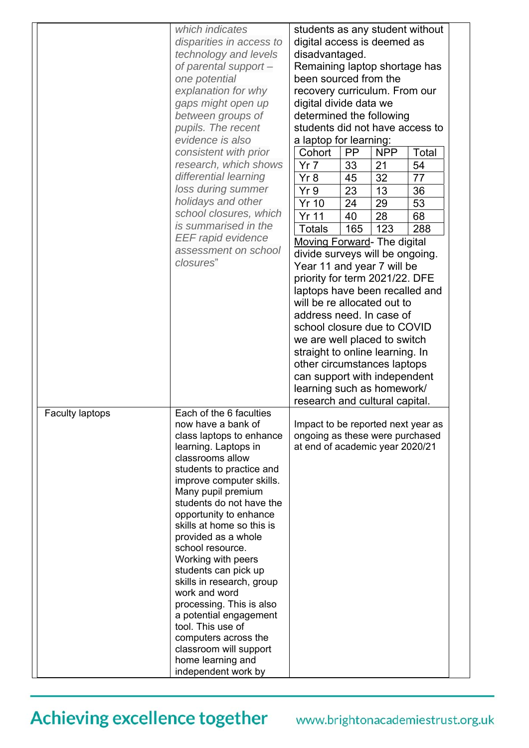| | | |
|---|---|---|
| | *which indicates disparities in access to technology and levels of parental support – one potential explanation for why gaps might open up between groups of pupils. The recent evidence is also consistent with prior research, which shows differential learning loss during summer holidays and other school closures, which is summarised in the EEF rapid evidence assessment on school closures"* | students as any student without digital access is deemed as disadvantaged.<br>Remaining laptop shortage has been sourced from the recovery curriculum. From our digital divide data we determined the following students did not have access to a laptop for learning:<br><br>Cohort / PP / NPP / Total:<br>Yr 7: 33 / 21 / 54<br>Yr 8: 45 / 32 / 77<br>Yr 9: 23 / 13 / 36<br>Yr 10: 24 / 29 / 53<br>Yr 11: 40 / 28 / 68<br>Totals: 165 / 123 / 288<br><br><u>Moving Forward</u>- The digital divide surveys will be ongoing. Year 11 and year 7 will be priority for term 2021/22. DFE laptops have been recalled and will be re allocated out to address need. In case of school closure due to COVID we are well placed to switch straight to online learning. In other circumstances laptops can support with independent learning such as homework/ research and cultural capital. |
| Faculty laptops | Each of the 6 faculties now have a bank of class laptops to enhance learning. Laptops in classrooms allow students to practice and improve computer skills. Many pupil premium students do not have the opportunity to enhance skills at home so this is provided as a whole school resource. Working with peers students can pick up skills in research, group work and word processing. This is also a potential engagement tool. This use of computers across the classroom will support home learning and independent work by | Impact to be reported next year as ongoing as these were purchased at end of academic year 2020/21 |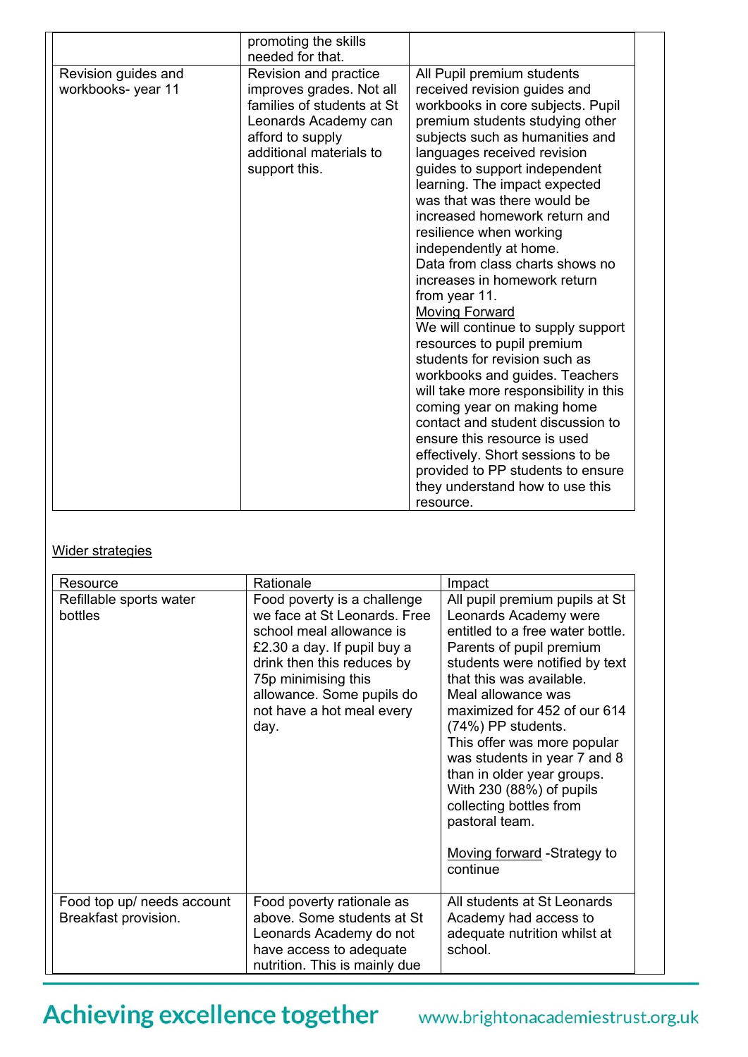| | promoting the skills needed for that. | |
|---|---|---|
| Revision guides and workbooks- year 11 | Revision and practice improves grades. Not all families of students at St Leonards Academy can afford to supply additional materials to support this. | All Pupil premium students received revision guides and workbooks in core subjects. Pupil premium students studying other subjects such as humanities and languages received revision guides to support independent learning. The impact expected was that was there would be increased homework return and resilience when working independently at home.<br>Data from class charts shows no increases in homework return from year 11.<br>Moving Forward<br>We will continue to supply support resources to pupil premium students for revision such as workbooks and guides. Teachers will take more responsibility in this coming year on making home contact and student discussion to ensure this resource is used effectively. Short sessions to be provided to PP students to ensure they understand how to use this resource. |

Wider strategies

| Resource | Rationale | Impact |
|---|---|---|
| Refillable sports water bottles | Food poverty is a challenge we face at St Leonards. Free school meal allowance is £2.30 a day. If pupil buy a drink then this reduces by 75p minimising this allowance. Some pupils do not have a hot meal every day. | All pupil premium pupils at St Leonards Academy were entitled to a free water bottle. Parents of pupil premium students were notified by text that this was available.<br>Meal allowance was maximized for 452 of our 614 (74%) PP students.<br>This offer was more popular was students in year 7 and 8 than in older year groups. With 230 (88%) of pupils collecting bottles from pastoral team.<br><br>Moving forward -Strategy to continue |
| Food top up/ needs account Breakfast provision. | Food poverty rationale as above. Some students at St Leonards Academy do not have access to adequate nutrition. This is mainly due | All students at St Leonards Academy had access to adequate nutrition whilst at school. |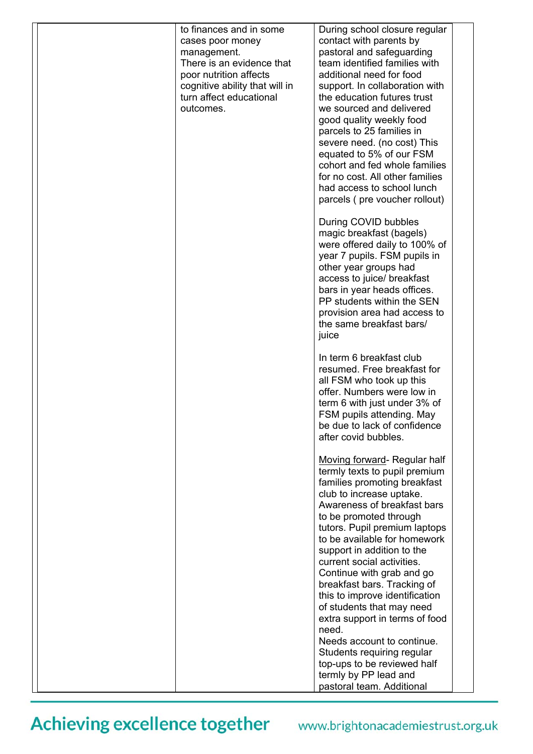|  | to finances and in some cases poor money management.<br>There is an evidence that poor nutrition affects cognitive ability that will in turn affect educational outcomes. | During school closure regular contact with parents by pastoral and safeguarding team identified families with additional need for food support. In collaboration with the education futures trust we sourced and delivered good quality weekly food parcels to 25 families in severe need. (no cost) This equated to 5% of our FSM cohort and fed whole families for no cost. All other families had access to school lunch parcels ( pre voucher rollout)<br><br>During COVID bubbles magic breakfast (bagels) were offered daily to 100% of year 7 pupils. FSM pupils in other year groups had access to juice/ breakfast bars in year heads offices. PP students within the SEN provision area had access to the same breakfast bars/ juice<br><br>In term 6 breakfast club resumed. Free breakfast for all FSM who took up this offer. Numbers were low in term 6 with just under 3% of FSM pupils attending. May be due to lack of confidence after covid bubbles.<br><br><u>Moving forward</u>- Regular half termly texts to pupil premium families promoting breakfast club to increase uptake. Awareness of breakfast bars to be promoted through tutors. Pupil premium laptops to be available for homework support in addition to the current social activities. Continue with grab and go breakfast bars. Tracking of this to improve identification of students that may need extra support in terms of food need.<br>Needs account to continue. Students requiring regular top-ups to be reviewed half termly by PP lead and pastoral team. Additional | |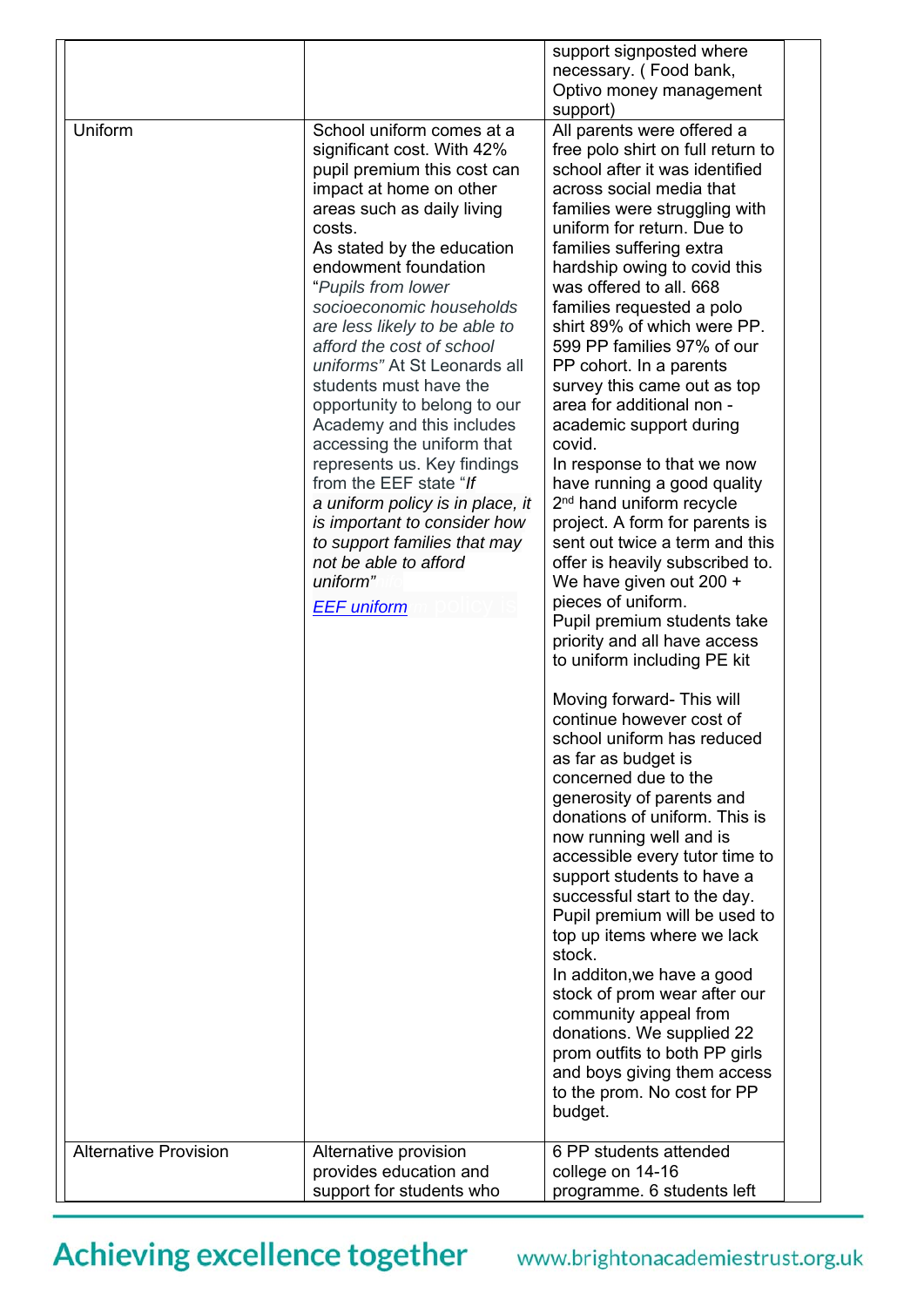| | | |
|---|---|---|
| | | support signposted where necessary. ( Food bank, Optivo money management support) |
| Uniform | School uniform comes at a significant cost. With 42% pupil premium this cost can impact at home on other areas such as daily living costs.<br>As stated by the education endowment foundation "*Pupils from lower socioeconomic households are less likely to be able to afford the cost of school uniforms"* At St Leonards all students must have the opportunity to belong to our Academy and this includes accessing the uniform that represents us. Key findings from the EEF state "*If a uniform policy is in place, it is important to consider how to support families that may not be able to afford uniform"*<br>*EEF uniform* | All parents were offered a free polo shirt on full return to school after it was identified across social media that families were struggling with uniform for return. Due to families suffering extra hardship owing to covid this was offered to all. 668 families requested a polo shirt 89% of which were PP. 599 PP families 97% of our PP cohort. In a parents survey this came out as top area for additional non - academic support during covid.<br>In response to that we now have running a good quality 2nd hand uniform recycle project. A form for parents is sent out twice a term and this offer is heavily subscribed to. We have given out 200 + pieces of uniform.<br>Pupil premium students take priority and all have access to uniform including PE kit<br><br>Moving forward- This will continue however cost of school uniform has reduced as far as budget is concerned due to the generosity of parents and donations of uniform. This is now running well and is accessible every tutor time to support students to have a successful start to the day. Pupil premium will be used to top up items where we lack stock.<br>In additon,we have a good stock of prom wear after our community appeal from donations. We supplied 22 prom outfits to both PP girls and boys giving them access to the prom. No cost for PP budget. |
| Alternative Provision | Alternative provision provides education and support for students who | 6 PP students attended college on 14-16 programme. 6 students left |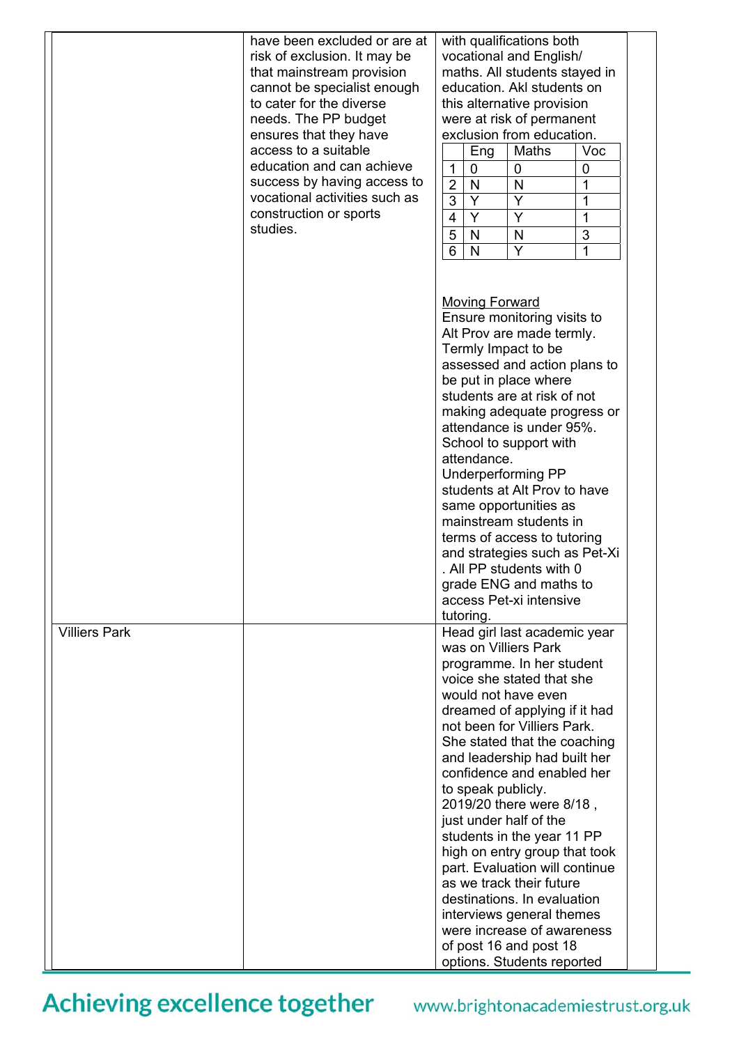| | | | |
|---|---|---|---|
| | have been excluded or are at risk of exclusion. It may be that mainstream provision cannot be specialist enough to cater for the diverse needs. The PP budget ensures that they have access to a suitable education and can achieve success by having access to vocational activities such as construction or sports studies. | with qualifications both vocational and English/ maths. All students stayed in education. Akl students on this alternative provision were at risk of permanent exclusion from education.<br><br>(see table below)<br><br>Moving Forward<br>Ensure monitoring visits to Alt Prov are made termly. Termly Impact to be assessed and action plans to be put in place where students are at risk of not making adequate progress or attendance is under 95%. School to support with attendance. Underperforming PP students at Alt Prov to have same opportunities as mainstream students in terms of access to tutoring and strategies such as Pet-Xi . All PP students with 0 grade ENG and maths to access Pet-xi intensive tutoring. | |
| Villiers Park | | Head girl last academic year was on Villiers Park programme. In her student voice she stated that she would not have even dreamed of applying if it had not been for Villiers Park. She stated that the coaching and leadership had built her confidence and enabled her to speak publicly. 2019/20 there were 8/18 , just under half of the students in the year 11 PP high on entry group that took part. Evaluation will continue as we track their future destinations. In evaluation interviews general themes were increase of awareness of post 16 and post 18 options. Students reported | |

| | Eng | Maths | Voc |
|---|---|---|---|
| 1 | 0 | 0 | 0 |
| 2 | N | N | 1 |
| 3 | Y | Y | 1 |
| 4 | Y | Y | 1 |
| 5 | N | N | 3 |
| 6 | N | Y | 1 |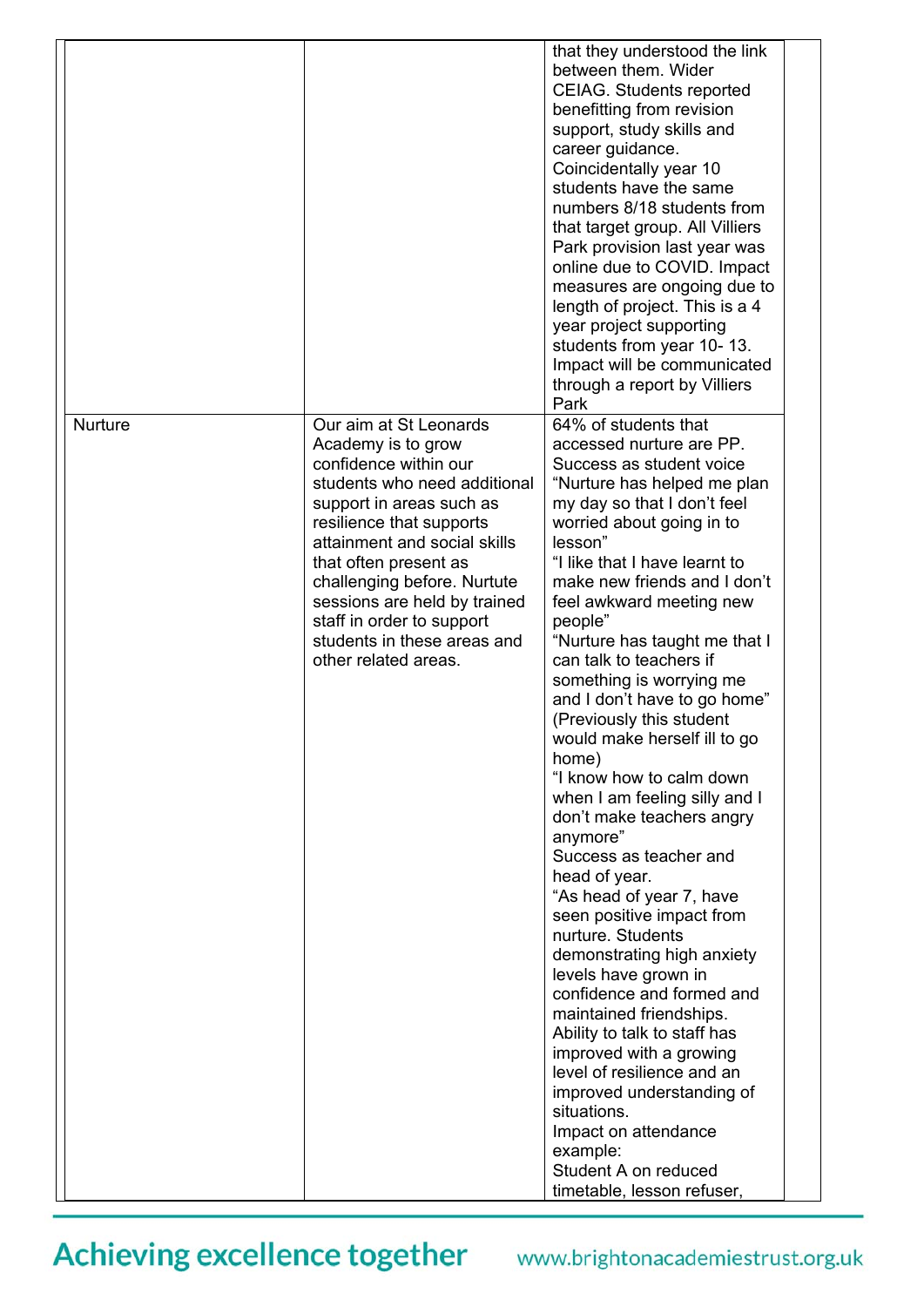| | | | |
|---|---|---|---|
| | | that they understood the link between them. Wider CEIAG. Students reported benefitting from revision support, study skills and career guidance. Coincidentally year 10 students have the same numbers 8/18 students from that target group. All Villiers Park provision last year was online due to COVID. Impact measures are ongoing due to length of project. This is a 4 year project supporting students from year 10- 13. Impact will be communicated through a report by Villiers Park | |
| Nurture | Our aim at St Leonards Academy is to grow confidence within our students who need additional support in areas such as resilience that supports attainment and social skills that often present as challenging before. Nurtute sessions are held by trained staff in order to support students in these areas and other related areas. | 64% of students that accessed nurture are PP. Success as student voice "Nurture has helped me plan my day so that I don't feel worried about going in to lesson" "I like that I have learnt to make new friends and I don't feel awkward meeting new people" "Nurture has taught me that I can talk to teachers if something is worrying me and I don't have to go home" (Previously this student would make herself ill to go home) "I know how to calm down when I am feeling silly and I don't make teachers angry anymore" Success as teacher and head of year. "As head of year 7, have seen positive impact from nurture. Students demonstrating high anxiety levels have grown in confidence and formed and maintained friendships. Ability to talk to staff has improved with a growing level of resilience and an improved understanding of situations. Impact on attendance example: Student A on reduced timetable, lesson refuser, | |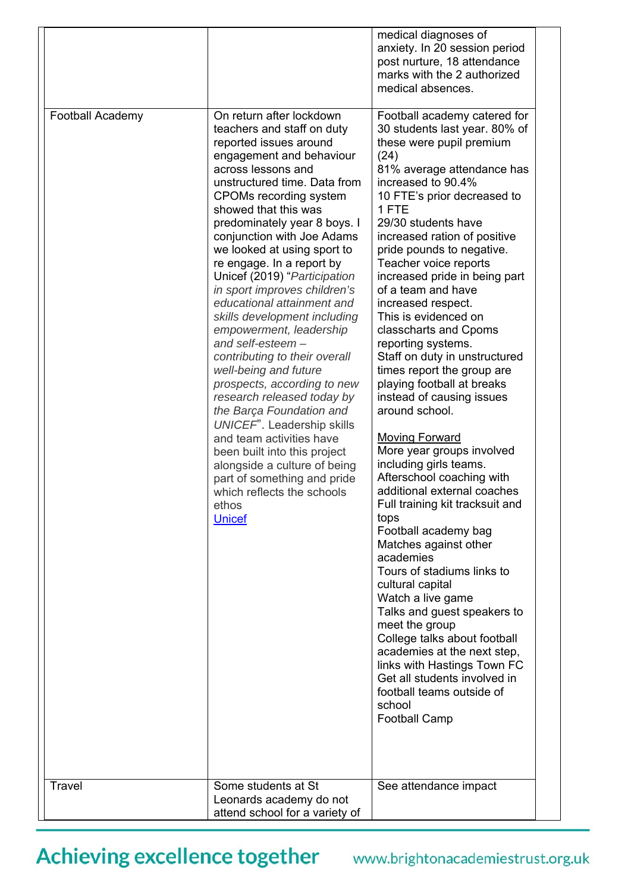| | | |
|---|---|---|
| | | medical diagnoses of anxiety. In 20 session period post nurture, 18 attendance marks with the 2 authorized medical absences. |
| Football Academy | On return after lockdown teachers and staff on duty reported issues around engagement and behaviour across lessons and unstructured time. Data from CPOMs recording system showed that this was predominately year 8 boys. I conjunction with Joe Adams we looked at using sport to re engage. In a report by Unicef (2019) "*Participation in sport improves children's educational attainment and skills development including empowerment, leadership and self-esteem – contributing to their overall well-being and future prospects, according to new research released today by the Barça Foundation and UNICEF*". Leadership skills and team activities have been built into this project alongside a culture of being part of something and pride which reflects the schools ethos<br>[Unicef]() | Football academy catered for 30 students last year. 80% of these were pupil premium (24)<br>81% average attendance has increased to 90.4%<br>10 FTE's prior decreased to 1 FTE<br>29/30 students have increased ration of positive pride pounds to negative.<br>Teacher voice reports increased pride in being part of a team and have increased respect.<br>This is evidenced on classcharts and Cpoms reporting systems.<br>Staff on duty in unstructured times report the group are playing football at breaks instead of causing issues around school.<br><br>Moving Forward<br>More year groups involved including girls teams.<br>Afterschool coaching with additional external coaches<br>Full training kit tracksuit and tops<br>Football academy bag<br>Matches against other academies<br>Tours of stadiums links to cultural capital<br>Watch a live game<br>Talks and guest speakers to meet the group<br>College talks about football academies at the next step, links with Hastings Town FC<br>Get all students involved in football teams outside of school<br>Football Camp |
| Travel | Some students at St Leonards academy do not attend school for a variety of | See attendance impact |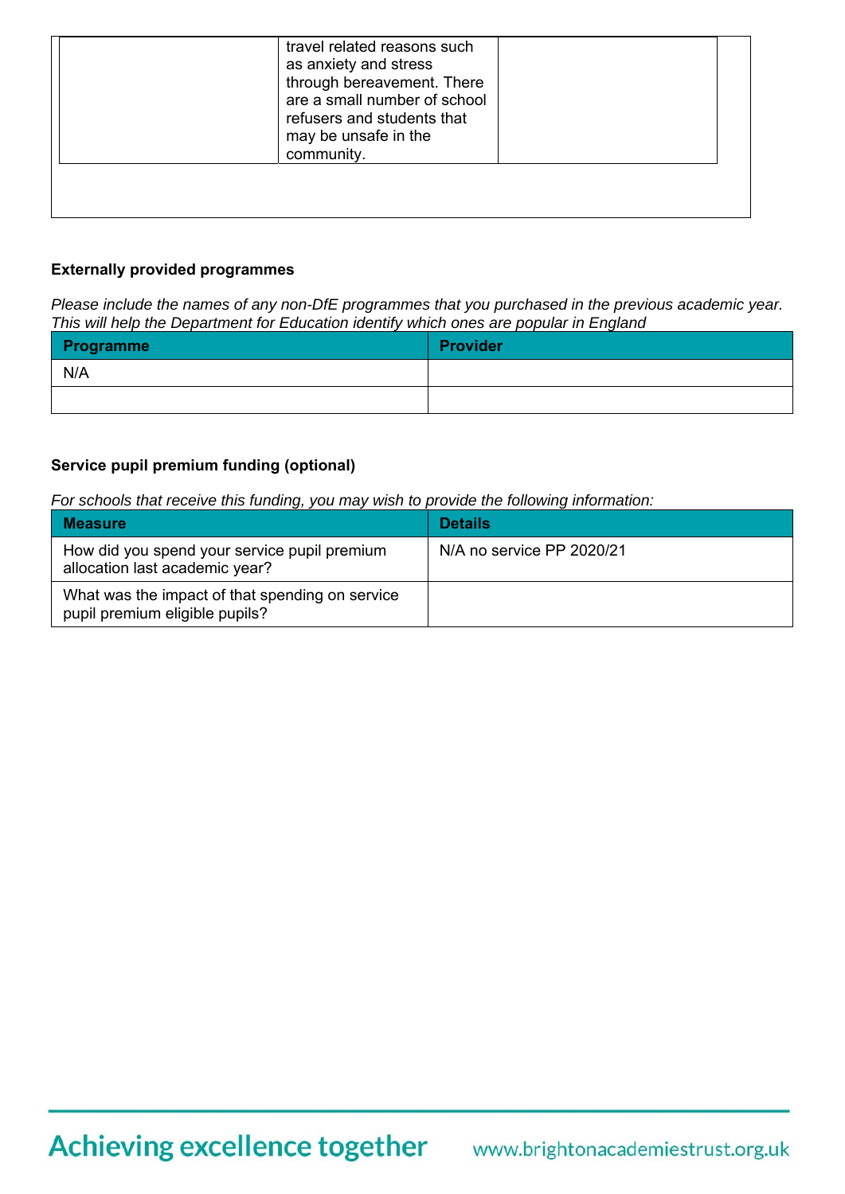| | travel related reasons such as anxiety and stress through bereavement. There are a small number of school refusers and students that may be unsafe in the community. | |
|---|---|---|

**Externally provided programmes**

*Please include the names of any non-DfE programmes that you purchased in the previous academic year. This will help the Department for Education identify which ones are popular in England*

| Programme | Provider |
|---|---|
| N/A | |
| | |

**Service pupil premium funding (optional)**

*For schools that receive this funding, you may wish to provide the following information:*

| Measure | Details |
|---|---|
| How did you spend your service pupil premium allocation last academic year? | N/A no service PP 2020/21 |
| What was the impact of that spending on service pupil premium eligible pupils? | |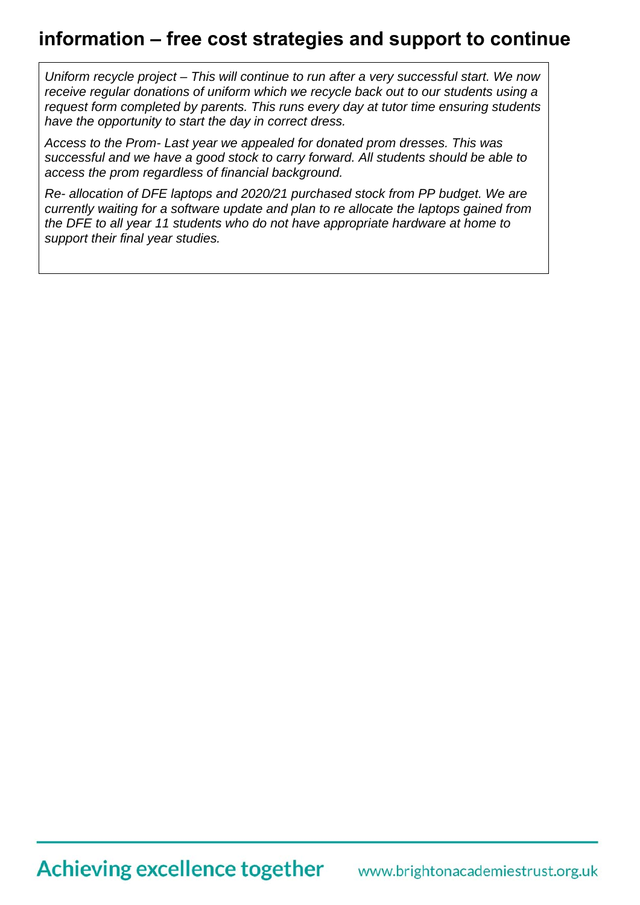## information – free cost strategies and support to continue

*Uniform recycle project – This will continue to run after a very successful start. We now receive regular donations of uniform which we recycle back out to our students using a request form completed by parents. This runs every day at tutor time ensuring students have the opportunity to start the day in correct dress.*

*Access to the Prom- Last year we appealed for donated prom dresses. This was successful and we have a good stock to carry forward. All students should be able to access the prom regardless of financial background.*

*Re- allocation of DFE laptops and 2020/21 purchased stock from PP budget. We are currently waiting for a software update and plan to re allocate the laptops gained from the DFE to all year 11 students who do not have appropriate hardware at home to support their final year studies.*